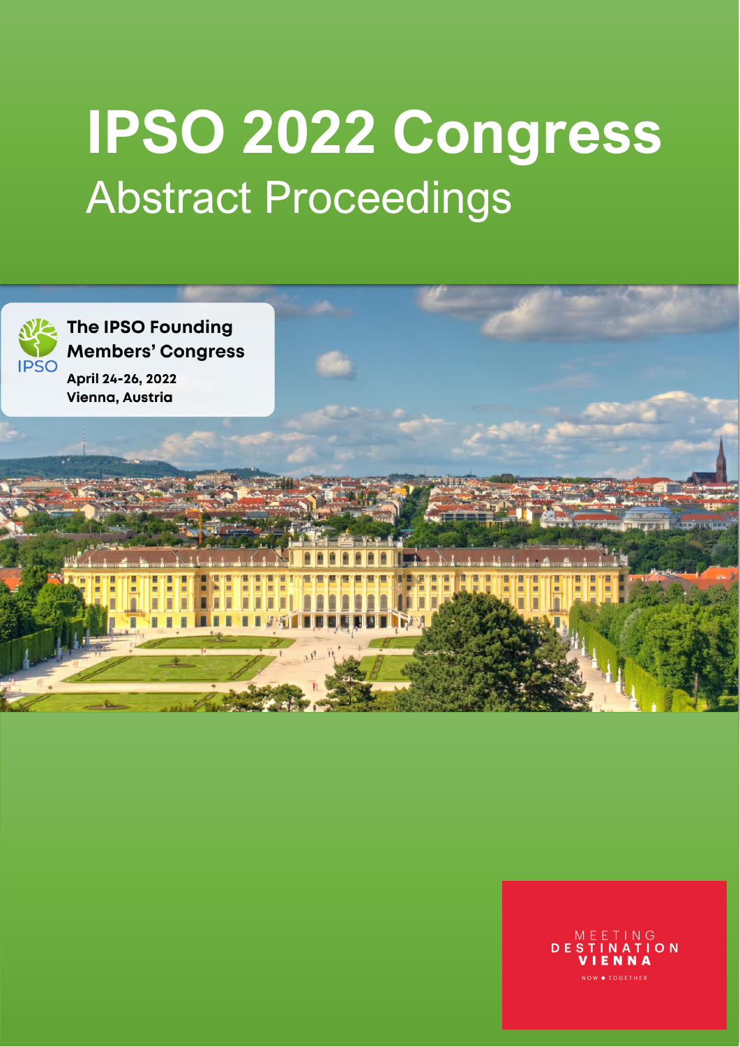# IPSO 2022 Congress

## Abstract Proceedings

IPSO

**The IPSO Founding Members' Congress**

**April 24-26, 2022**
**Vienna, Austria**

MEETING
DESTINATION
VIENNA
NOW ◆ TOGETHER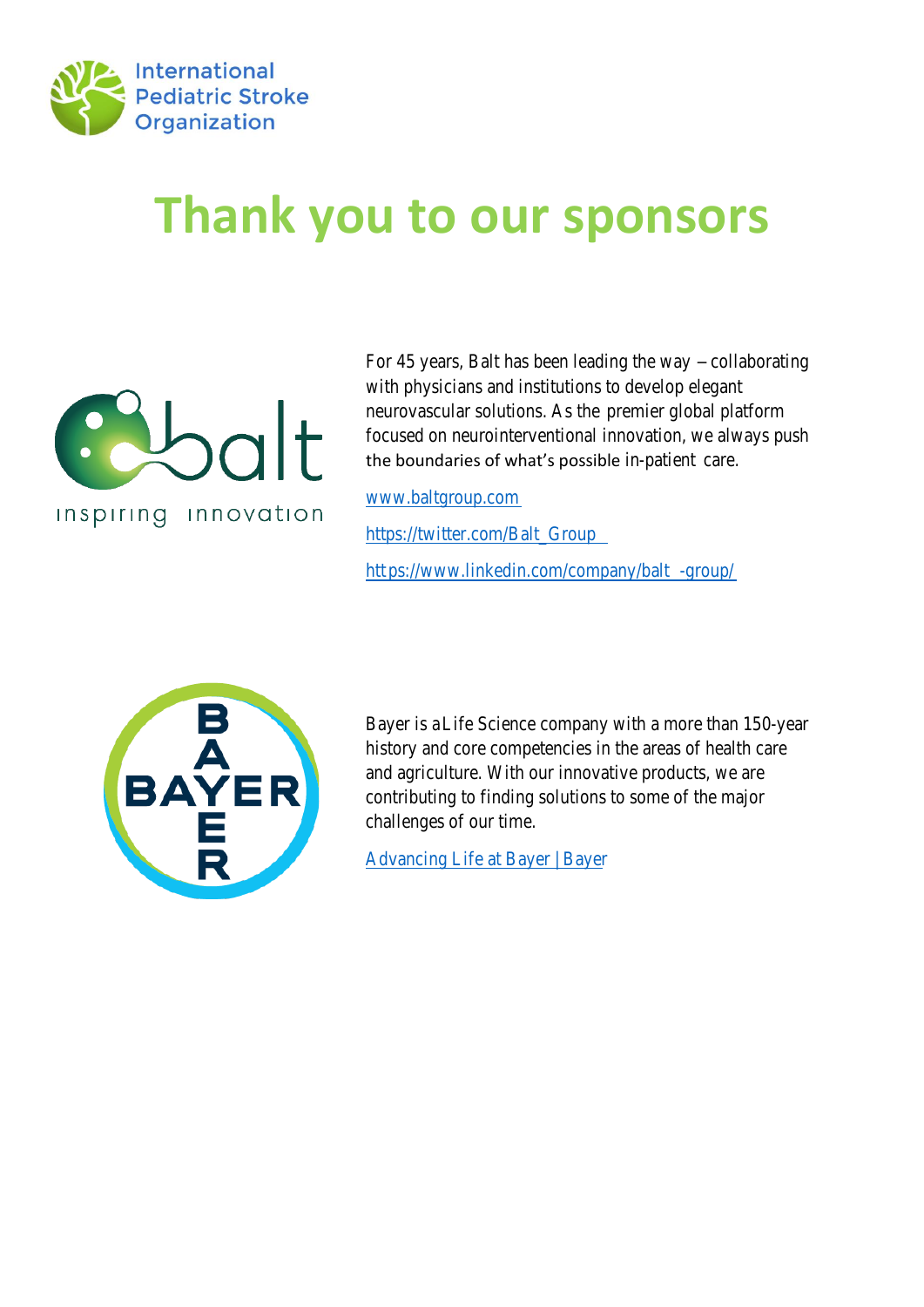International Pediatric Stroke Organization

# Thank you to our sponsors

balt
inspiring innovation

For 45 years, Balt has been leading the way – collaborating with physicians and institutions to develop elegant neurovascular solutions. As the premier global platform focused on neurointerventional innovation, we always push the boundaries of what's possible in-patient care.

www.baltgroup.com

https://twitter.com/Balt_Group

https://www.linkedin.com/company/balt-group/

BAYER

Bayer is a Life Science company with a more than 150-year history and core competencies in the areas of health care and agriculture. With our innovative products, we are contributing to finding solutions to some of the major challenges of our time.

Advancing Life at Bayer | Bayer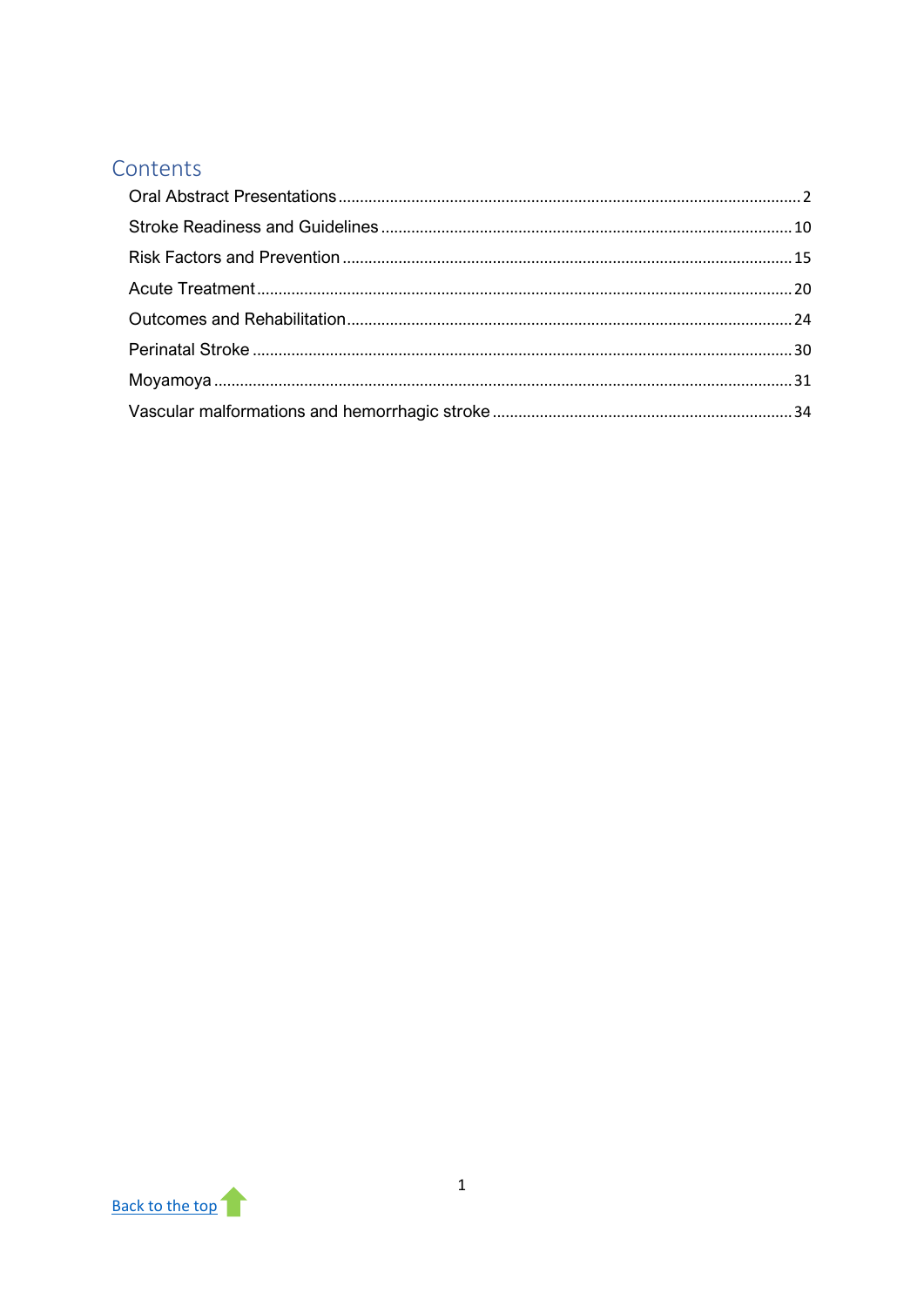# Contents

Oral Abstract Presentations .......... 2

Stroke Readiness and Guidelines .......... 10

Risk Factors and Prevention .......... 15

Acute Treatment .......... 20

Outcomes and Rehabilitation .......... 24

Perinatal Stroke .......... 30

Moyamoya .......... 31

Vascular malformations and hemorrhagic stroke .......... 34

Back to the top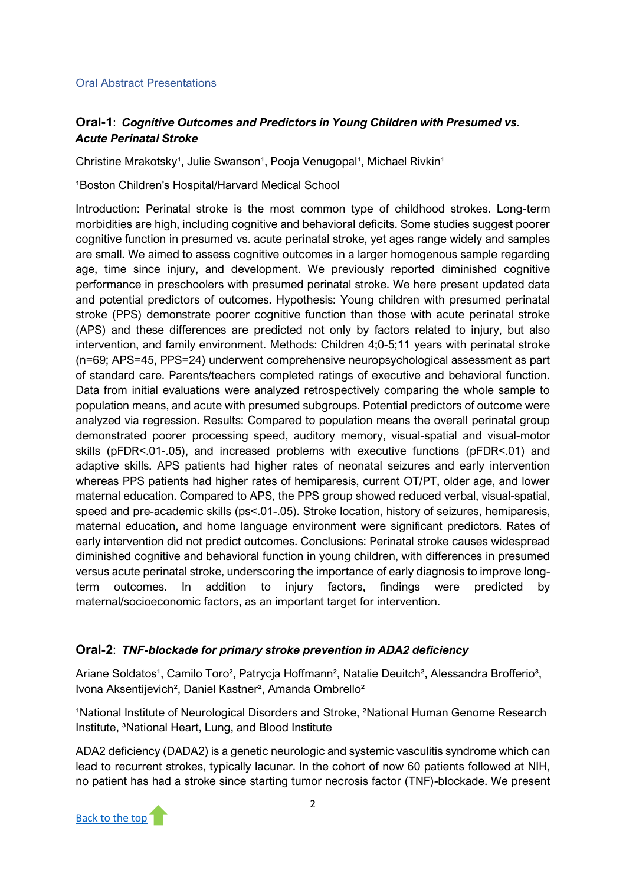Oral Abstract Presentations

## Oral-1: *Cognitive Outcomes and Predictors in Young Children with Presumed vs. Acute Perinatal Stroke*

Christine Mrakotsky[1], Julie Swanson[1], Pooja Venugopal[1], Michael Rivkin[1]

[1]Boston Children's Hospital/Harvard Medical School

Introduction: Perinatal stroke is the most common type of childhood strokes. Long-term morbidities are high, including cognitive and behavioral deficits. Some studies suggest poorer cognitive function in presumed vs. acute perinatal stroke, yet ages range widely and samples are small. We aimed to assess cognitive outcomes in a larger homogenous sample regarding age, time since injury, and development. We previously reported diminished cognitive performance in preschoolers with presumed perinatal stroke. We here present updated data and potential predictors of outcomes. Hypothesis: Young children with presumed perinatal stroke (PPS) demonstrate poorer cognitive function than those with acute perinatal stroke (APS) and these differences are predicted not only by factors related to injury, but also intervention, and family environment. Methods: Children 4;0-5;11 years with perinatal stroke (n=69; APS=45, PPS=24) underwent comprehensive neuropsychological assessment as part of standard care. Parents/teachers completed ratings of executive and behavioral function. Data from initial evaluations were analyzed retrospectively comparing the whole sample to population means, and acute with presumed subgroups. Potential predictors of outcome were analyzed via regression. Results: Compared to population means the overall perinatal group demonstrated poorer processing speed, auditory memory, visual-spatial and visual-motor skills (pFDR<.01-.05), and increased problems with executive functions (pFDR<.01) and adaptive skills. APS patients had higher rates of neonatal seizures and early intervention whereas PPS patients had higher rates of hemiparesis, current OT/PT, older age, and lower maternal education. Compared to APS, the PPS group showed reduced verbal, visual-spatial, speed and pre-academic skills (ps<.01-.05). Stroke location, history of seizures, hemiparesis, maternal education, and home language environment were significant predictors. Rates of early intervention did not predict outcomes. Conclusions: Perinatal stroke causes widespread diminished cognitive and behavioral function in young children, with differences in presumed versus acute perinatal stroke, underscoring the importance of early diagnosis to improve long-term outcomes. In addition to injury factors, findings were predicted by maternal/socioeconomic factors, as an important target for intervention.

## Oral-2: *TNF-blockade for primary stroke prevention in ADA2 deficiency*

Ariane Soldatos[1], Camilo Toro[2], Patrycja Hoffmann[2], Natalie Deuitch[2], Alessandra Brofferio[3], Ivona Aksentijevich[2], Daniel Kastner[2], Amanda Ombrello[2]

[1]National Institute of Neurological Disorders and Stroke, [2]National Human Genome Research Institute, [3]National Heart, Lung, and Blood Institute

ADA2 deficiency (DADA2) is a genetic neurologic and systemic vasculitis syndrome which can lead to recurrent strokes, typically lacunar. In the cohort of now 60 patients followed at NIH, no patient has had a stroke since starting tumor necrosis factor (TNF)-blockade. We present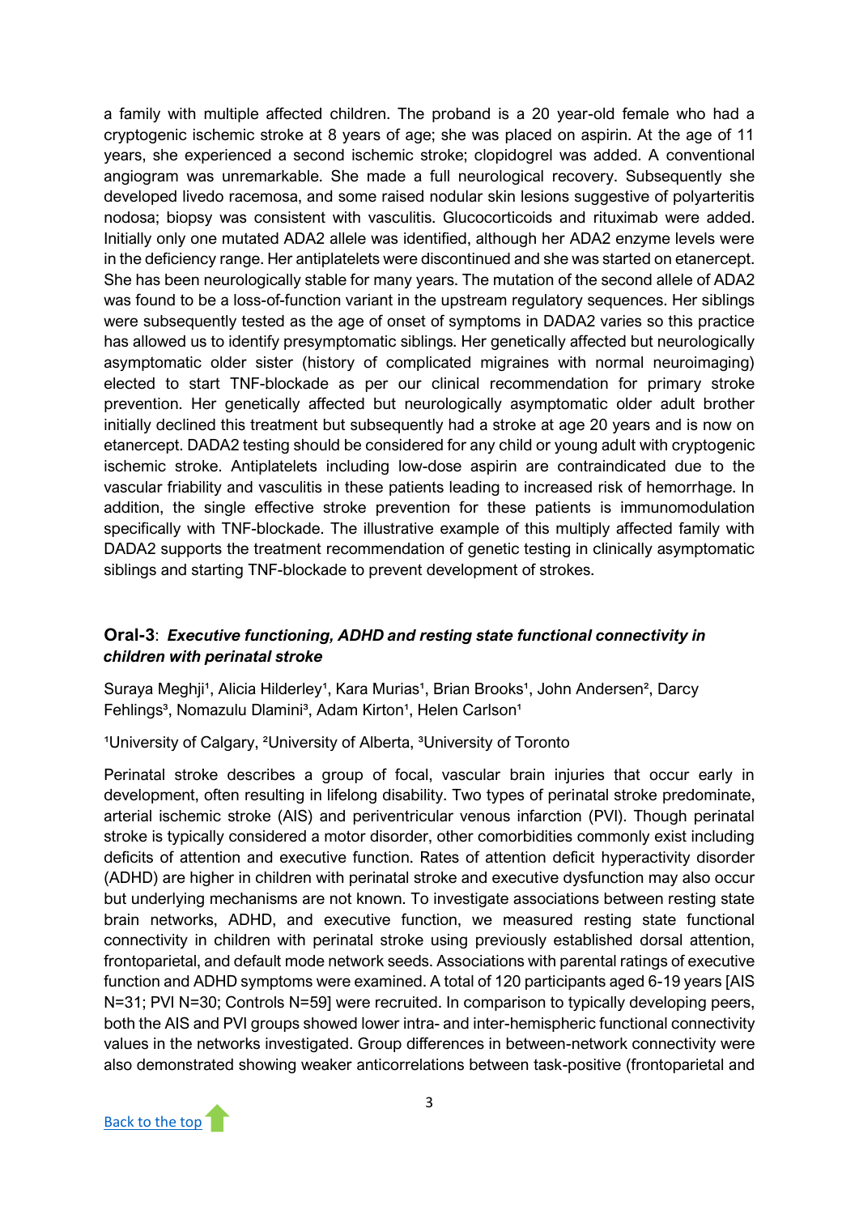a family with multiple affected children. The proband is a 20 year-old female who had a cryptogenic ischemic stroke at 8 years of age; she was placed on aspirin. At the age of 11 years, she experienced a second ischemic stroke; clopidogrel was added. A conventional angiogram was unremarkable. She made a full neurological recovery. Subsequently she developed livedo racemosa, and some raised nodular skin lesions suggestive of polyarteritis nodosa; biopsy was consistent with vasculitis. Glucocorticoids and rituximab were added. Initially only one mutated ADA2 allele was identified, although her ADA2 enzyme levels were in the deficiency range. Her antiplatelets were discontinued and she was started on etanercept. She has been neurologically stable for many years. The mutation of the second allele of ADA2 was found to be a loss-of-function variant in the upstream regulatory sequences. Her siblings were subsequently tested as the age of onset of symptoms in DADA2 varies so this practice has allowed us to identify presymptomatic siblings. Her genetically affected but neurologically asymptomatic older sister (history of complicated migraines with normal neuroimaging) elected to start TNF-blockade as per our clinical recommendation for primary stroke prevention. Her genetically affected but neurologically asymptomatic older adult brother initially declined this treatment but subsequently had a stroke at age 20 years and is now on etanercept. DADA2 testing should be considered for any child or young adult with cryptogenic ischemic stroke. Antiplatelets including low-dose aspirin are contraindicated due to the vascular friability and vasculitis in these patients leading to increased risk of hemorrhage. In addition, the single effective stroke prevention for these patients is immunomodulation specifically with TNF-blockade. The illustrative example of this multiply affected family with DADA2 supports the treatment recommendation of genetic testing in clinically asymptomatic siblings and starting TNF-blockade to prevent development of strokes.

## Oral-3: *Executive functioning, ADHD and resting state functional connectivity in children with perinatal stroke*

Suraya Meghji[1], Alicia Hilderley[1], Kara Murias[1], Brian Brooks[1], John Andersen[2], Darcy Fehlings[3], Nomazulu Dlamini[3], Adam Kirton[1], Helen Carlson[1]

[1]University of Calgary, [2]University of Alberta, [3]University of Toronto

Perinatal stroke describes a group of focal, vascular brain injuries that occur early in development, often resulting in lifelong disability. Two types of perinatal stroke predominate, arterial ischemic stroke (AIS) and periventricular venous infarction (PVI). Though perinatal stroke is typically considered a motor disorder, other comorbidities commonly exist including deficits of attention and executive function. Rates of attention deficit hyperactivity disorder (ADHD) are higher in children with perinatal stroke and executive dysfunction may also occur but underlying mechanisms are not known. To investigate associations between resting state brain networks, ADHD, and executive function, we measured resting state functional connectivity in children with perinatal stroke using previously established dorsal attention, frontoparietal, and default mode network seeds. Associations with parental ratings of executive function and ADHD symptoms were examined. A total of 120 participants aged 6-19 years [AIS N=31; PVI N=30; Controls N=59] were recruited. In comparison to typically developing peers, both the AIS and PVI groups showed lower intra- and inter-hemispheric functional connectivity values in the networks investigated. Group differences in between-network connectivity were also demonstrated showing weaker anticorrelations between task-positive (frontoparietal and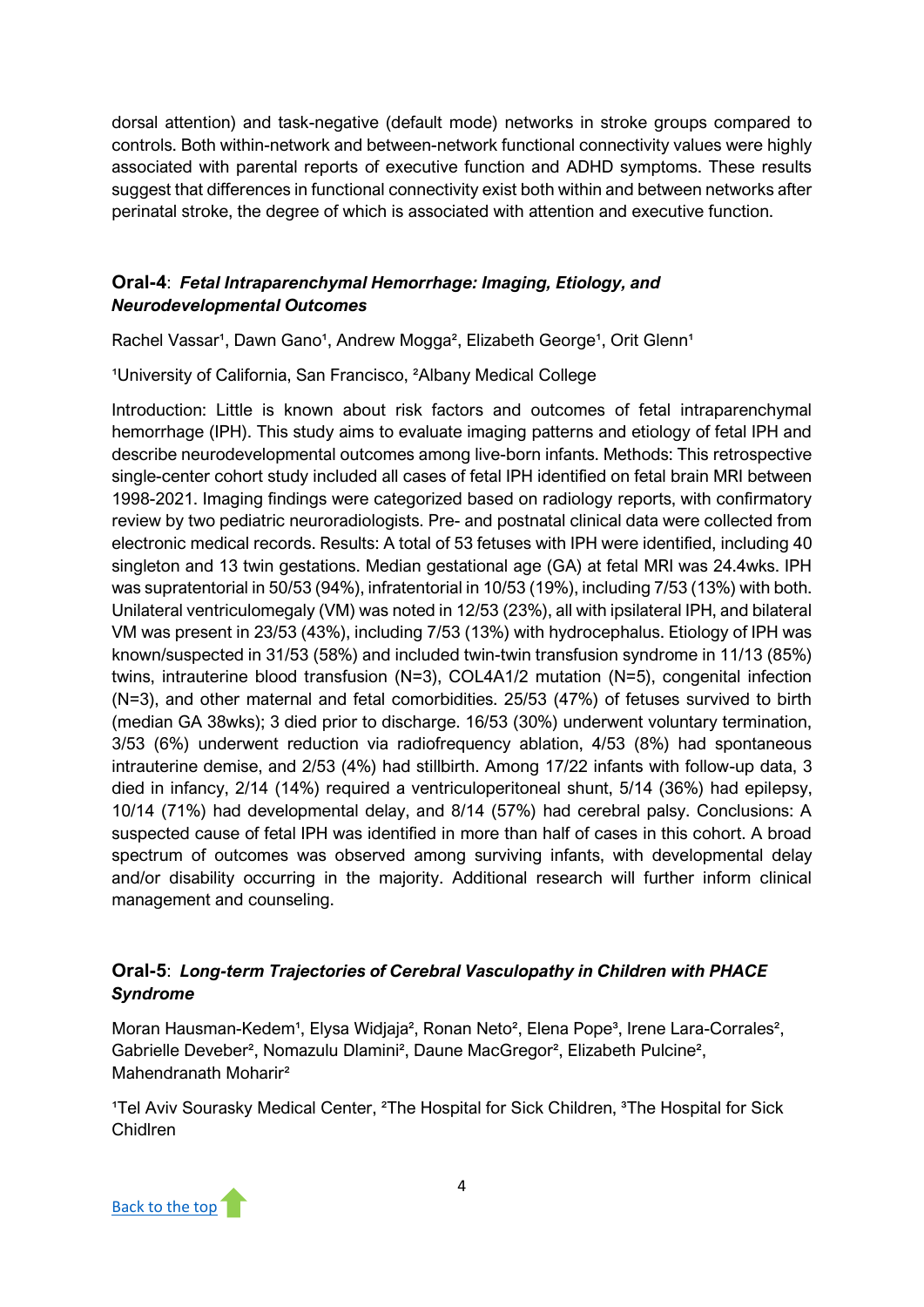dorsal attention) and task-negative (default mode) networks in stroke groups compared to controls. Both within-network and between-network functional connectivity values were highly associated with parental reports of executive function and ADHD symptoms. These results suggest that differences in functional connectivity exist both within and between networks after perinatal stroke, the degree of which is associated with attention and executive function.

### **Oral-4**: *Fetal Intraparenchymal Hemorrhage: Imaging, Etiology, and Neurodevelopmental Outcomes*

Rachel Vassar[1], Dawn Gano[1], Andrew Mogga[2], Elizabeth George[1], Orit Glenn[1]

[1]University of California, San Francisco, [2]Albany Medical College

Introduction: Little is known about risk factors and outcomes of fetal intraparenchymal hemorrhage (IPH). This study aims to evaluate imaging patterns and etiology of fetal IPH and describe neurodevelopmental outcomes among live-born infants. Methods: This retrospective single-center cohort study included all cases of fetal IPH identified on fetal brain MRI between 1998-2021. Imaging findings were categorized based on radiology reports, with confirmatory review by two pediatric neuroradiologists. Pre- and postnatal clinical data were collected from electronic medical records. Results: A total of 53 fetuses with IPH were identified, including 40 singleton and 13 twin gestations. Median gestational age (GA) at fetal MRI was 24.4wks. IPH was supratentorial in 50/53 (94%), infratentorial in 10/53 (19%), including 7/53 (13%) with both. Unilateral ventriculomegaly (VM) was noted in 12/53 (23%), all with ipsilateral IPH, and bilateral VM was present in 23/53 (43%), including 7/53 (13%) with hydrocephalus. Etiology of IPH was known/suspected in 31/53 (58%) and included twin-twin transfusion syndrome in 11/13 (85%) twins, intrauterine blood transfusion (N=3), COL4A1/2 mutation (N=5), congenital infection (N=3), and other maternal and fetal comorbidities. 25/53 (47%) of fetuses survived to birth (median GA 38wks); 3 died prior to discharge. 16/53 (30%) underwent voluntary termination, 3/53 (6%) underwent reduction via radiofrequency ablation, 4/53 (8%) had spontaneous intrauterine demise, and 2/53 (4%) had stillbirth. Among 17/22 infants with follow-up data, 3 died in infancy, 2/14 (14%) required a ventriculoperitoneal shunt, 5/14 (36%) had epilepsy, 10/14 (71%) had developmental delay, and 8/14 (57%) had cerebral palsy. Conclusions: A suspected cause of fetal IPH was identified in more than half of cases in this cohort. A broad spectrum of outcomes was observed among surviving infants, with developmental delay and/or disability occurring in the majority. Additional research will further inform clinical management and counseling.

### **Oral-5**: *Long-term Trajectories of Cerebral Vasculopathy in Children with PHACE Syndrome*

Moran Hausman-Kedem[1], Elysa Widjaja[2], Ronan Neto[2], Elena Pope[3], Irene Lara-Corrales[2], Gabrielle Deveber[2], Nomazulu Dlamini[2], Daune MacGregor[2], Elizabeth Pulcine[2], Mahendranath Moharir[2]

[1]Tel Aviv Sourasky Medical Center, [2]The Hospital for Sick Children, [3]The Hospital for Sick Chidlren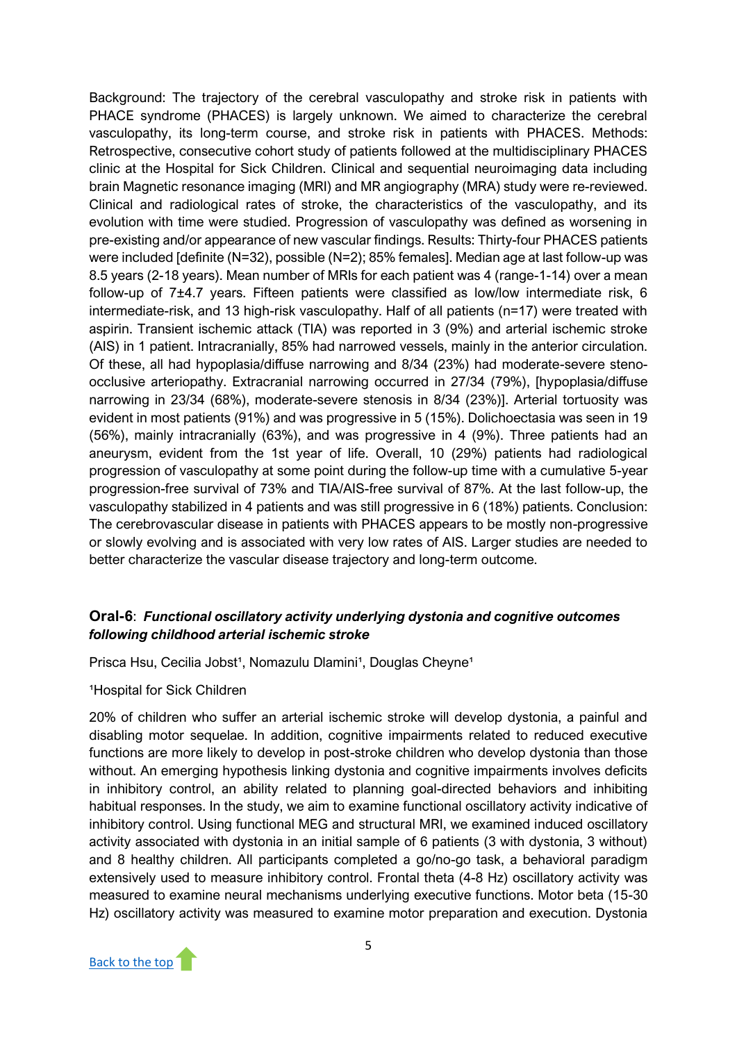Background: The trajectory of the cerebral vasculopathy and stroke risk in patients with PHACE syndrome (PHACES) is largely unknown. We aimed to characterize the cerebral vasculopathy, its long-term course, and stroke risk in patients with PHACES. Methods: Retrospective, consecutive cohort study of patients followed at the multidisciplinary PHACES clinic at the Hospital for Sick Children. Clinical and sequential neuroimaging data including brain Magnetic resonance imaging (MRI) and MR angiography (MRA) study were re-reviewed. Clinical and radiological rates of stroke, the characteristics of the vasculopathy, and its evolution with time were studied. Progression of vasculopathy was defined as worsening in pre-existing and/or appearance of new vascular findings. Results: Thirty-four PHACES patients were included [definite (N=32), possible (N=2); 85% females]. Median age at last follow-up was 8.5 years (2-18 years). Mean number of MRIs for each patient was 4 (range-1-14) over a mean follow-up of 7±4.7 years. Fifteen patients were classified as low/low intermediate risk, 6 intermediate-risk, and 13 high-risk vasculopathy. Half of all patients (n=17) were treated with aspirin. Transient ischemic attack (TIA) was reported in 3 (9%) and arterial ischemic stroke (AIS) in 1 patient. Intracranially, 85% had narrowed vessels, mainly in the anterior circulation. Of these, all had hypoplasia/diffuse narrowing and 8/34 (23%) had moderate-severe steno-occlusive arteriopathy. Extracranial narrowing occurred in 27/34 (79%), [hypoplasia/diffuse narrowing in 23/34 (68%), moderate-severe stenosis in 8/34 (23%)]. Arterial tortuosity was evident in most patients (91%) and was progressive in 5 (15%). Dolichoectasia was seen in 19 (56%), mainly intracranially (63%), and was progressive in 4 (9%). Three patients had an aneurysm, evident from the 1st year of life. Overall, 10 (29%) patients had radiological progression of vasculopathy at some point during the follow-up time with a cumulative 5-year progression-free survival of 73% and TIA/AIS-free survival of 87%. At the last follow-up, the vasculopathy stabilized in 4 patients and was still progressive in 6 (18%) patients. Conclusion: The cerebrovascular disease in patients with PHACES appears to be mostly non-progressive or slowly evolving and is associated with very low rates of AIS. Larger studies are needed to better characterize the vascular disease trajectory and long-term outcome.

### **Oral-6**: ***Functional oscillatory activity underlying dystonia and cognitive outcomes following childhood arterial ischemic stroke***

Prisca Hsu, Cecilia Jobst[1], Nomazulu Dlamini[1], Douglas Cheyne[1]

[1]Hospital for Sick Children

20% of children who suffer an arterial ischemic stroke will develop dystonia, a painful and disabling motor sequelae. In addition, cognitive impairments related to reduced executive functions are more likely to develop in post-stroke children who develop dystonia than those without. An emerging hypothesis linking dystonia and cognitive impairments involves deficits in inhibitory control, an ability related to planning goal-directed behaviors and inhibiting habitual responses. In the study, we aim to examine functional oscillatory activity indicative of inhibitory control. Using functional MEG and structural MRI, we examined induced oscillatory activity associated with dystonia in an initial sample of 6 patients (3 with dystonia, 3 without) and 8 healthy children. All participants completed a go/no-go task, a behavioral paradigm extensively used to measure inhibitory control. Frontal theta (4-8 Hz) oscillatory activity was measured to examine neural mechanisms underlying executive functions. Motor beta (15-30 Hz) oscillatory activity was measured to examine motor preparation and execution. Dystonia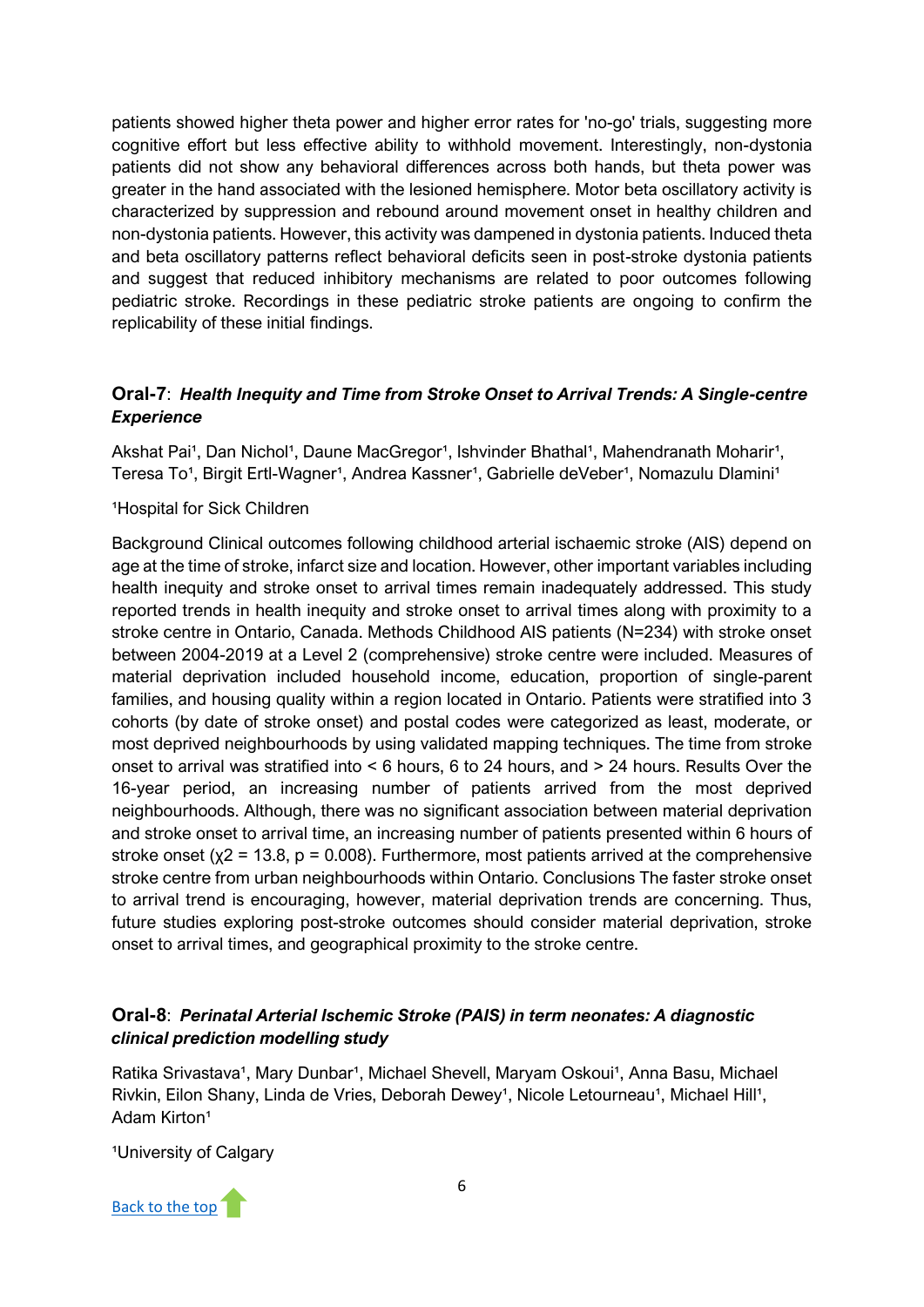patients showed higher theta power and higher error rates for 'no-go' trials, suggesting more cognitive effort but less effective ability to withhold movement. Interestingly, non-dystonia patients did not show any behavioral differences across both hands, but theta power was greater in the hand associated with the lesioned hemisphere. Motor beta oscillatory activity is characterized by suppression and rebound around movement onset in healthy children and non-dystonia patients. However, this activity was dampened in dystonia patients. Induced theta and beta oscillatory patterns reflect behavioral deficits seen in post-stroke dystonia patients and suggest that reduced inhibitory mechanisms are related to poor outcomes following pediatric stroke. Recordings in these pediatric stroke patients are ongoing to confirm the replicability of these initial findings.

### Oral-7: *Health Inequity and Time from Stroke Onset to Arrival Trends: A Single-centre Experience*

Akshat Pai[1], Dan Nichol[1], Daune MacGregor[1], Ishvinder Bhathal[1], Mahendranath Moharir[1], Teresa To[1], Birgit Ertl-Wagner[1], Andrea Kassner[1], Gabrielle deVeber[1], Nomazulu Dlamini[1]

[1]Hospital for Sick Children

Background Clinical outcomes following childhood arterial ischaemic stroke (AIS) depend on age at the time of stroke, infarct size and location. However, other important variables including health inequity and stroke onset to arrival times remain inadequately addressed. This study reported trends in health inequity and stroke onset to arrival times along with proximity to a stroke centre in Ontario, Canada. Methods Childhood AIS patients (N=234) with stroke onset between 2004-2019 at a Level 2 (comprehensive) stroke centre were included. Measures of material deprivation included household income, education, proportion of single-parent families, and housing quality within a region located in Ontario. Patients were stratified into 3 cohorts (by date of stroke onset) and postal codes were categorized as least, moderate, or most deprived neighbourhoods by using validated mapping techniques. The time from stroke onset to arrival was stratified into < 6 hours, 6 to 24 hours, and > 24 hours. Results Over the 16-year period, an increasing number of patients arrived from the most deprived neighbourhoods. Although, there was no significant association between material deprivation and stroke onset to arrival time, an increasing number of patients presented within 6 hours of stroke onset ($\chi^2 = 13.8$, $p = 0.008$). Furthermore, most patients arrived at the comprehensive stroke centre from urban neighbourhoods within Ontario. Conclusions The faster stroke onset to arrival trend is encouraging, however, material deprivation trends are concerning. Thus, future studies exploring post-stroke outcomes should consider material deprivation, stroke onset to arrival times, and geographical proximity to the stroke centre.

### Oral-8: *Perinatal Arterial Ischemic Stroke (PAIS) in term neonates: A diagnostic clinical prediction modelling study*

Ratika Srivastava[1], Mary Dunbar[1], Michael Shevell, Maryam Oskoui[1], Anna Basu, Michael Rivkin, Eilon Shany, Linda de Vries, Deborah Dewey[1], Nicole Letourneau[1], Michael Hill[1], Adam Kirton[1]

[1]University of Calgary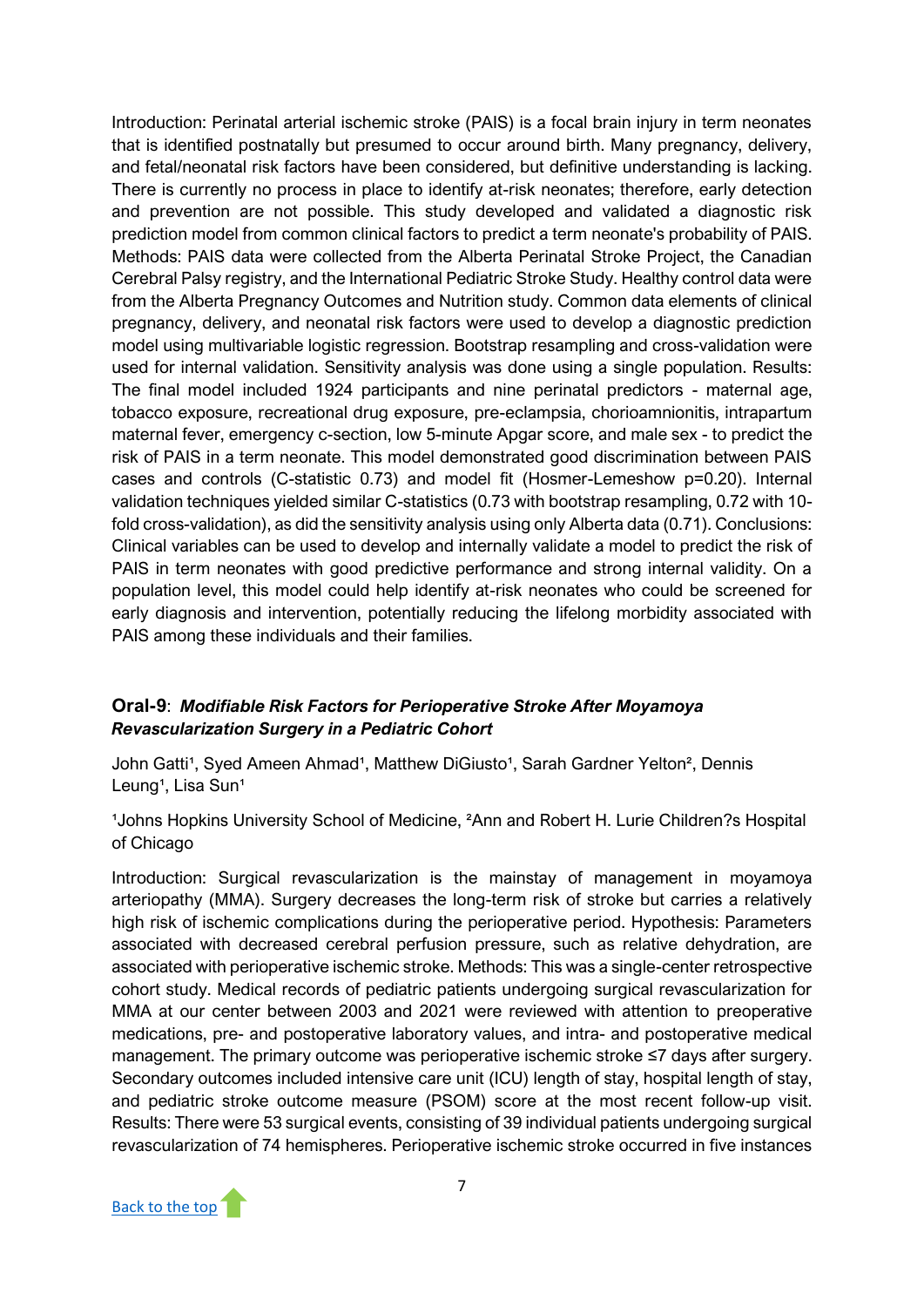Introduction: Perinatal arterial ischemic stroke (PAIS) is a focal brain injury in term neonates that is identified postnatally but presumed to occur around birth. Many pregnancy, delivery, and fetal/neonatal risk factors have been considered, but definitive understanding is lacking. There is currently no process in place to identify at-risk neonates; therefore, early detection and prevention are not possible. This study developed and validated a diagnostic risk prediction model from common clinical factors to predict a term neonate's probability of PAIS. Methods: PAIS data were collected from the Alberta Perinatal Stroke Project, the Canadian Cerebral Palsy registry, and the International Pediatric Stroke Study. Healthy control data were from the Alberta Pregnancy Outcomes and Nutrition study. Common data elements of clinical pregnancy, delivery, and neonatal risk factors were used to develop a diagnostic prediction model using multivariable logistic regression. Bootstrap resampling and cross-validation were used for internal validation. Sensitivity analysis was done using a single population. Results: The final model included 1924 participants and nine perinatal predictors - maternal age, tobacco exposure, recreational drug exposure, pre-eclampsia, chorioamnionitis, intrapartum maternal fever, emergency c-section, low 5-minute Apgar score, and male sex - to predict the risk of PAIS in a term neonate. This model demonstrated good discrimination between PAIS cases and controls (C-statistic 0.73) and model fit (Hosmer-Lemeshow p=0.20). Internal validation techniques yielded similar C-statistics (0.73 with bootstrap resampling, 0.72 with 10-fold cross-validation), as did the sensitivity analysis using only Alberta data (0.71). Conclusions: Clinical variables can be used to develop and internally validate a model to predict the risk of PAIS in term neonates with good predictive performance and strong internal validity. On a population level, this model could help identify at-risk neonates who could be screened for early diagnosis and intervention, potentially reducing the lifelong morbidity associated with PAIS among these individuals and their families.

### Oral-9: *Modifiable Risk Factors for Perioperative Stroke After Moyamoya Revascularization Surgery in a Pediatric Cohort*

John Gatti[1], Syed Ameen Ahmad[1], Matthew DiGiusto[1], Sarah Gardner Yelton[2], Dennis Leung[1], Lisa Sun[1]

[1]Johns Hopkins University School of Medicine, [2]Ann and Robert H. Lurie Children?s Hospital of Chicago

Introduction: Surgical revascularization is the mainstay of management in moyamoya arteriopathy (MMA). Surgery decreases the long-term risk of stroke but carries a relatively high risk of ischemic complications during the perioperative period. Hypothesis: Parameters associated with decreased cerebral perfusion pressure, such as relative dehydration, are associated with perioperative ischemic stroke. Methods: This was a single-center retrospective cohort study. Medical records of pediatric patients undergoing surgical revascularization for MMA at our center between 2003 and 2021 were reviewed with attention to preoperative medications, pre- and postoperative laboratory values, and intra- and postoperative medical management. The primary outcome was perioperative ischemic stroke ≤7 days after surgery. Secondary outcomes included intensive care unit (ICU) length of stay, hospital length of stay, and pediatric stroke outcome measure (PSOM) score at the most recent follow-up visit. Results: There were 53 surgical events, consisting of 39 individual patients undergoing surgical revascularization of 74 hemispheres. Perioperative ischemic stroke occurred in five instances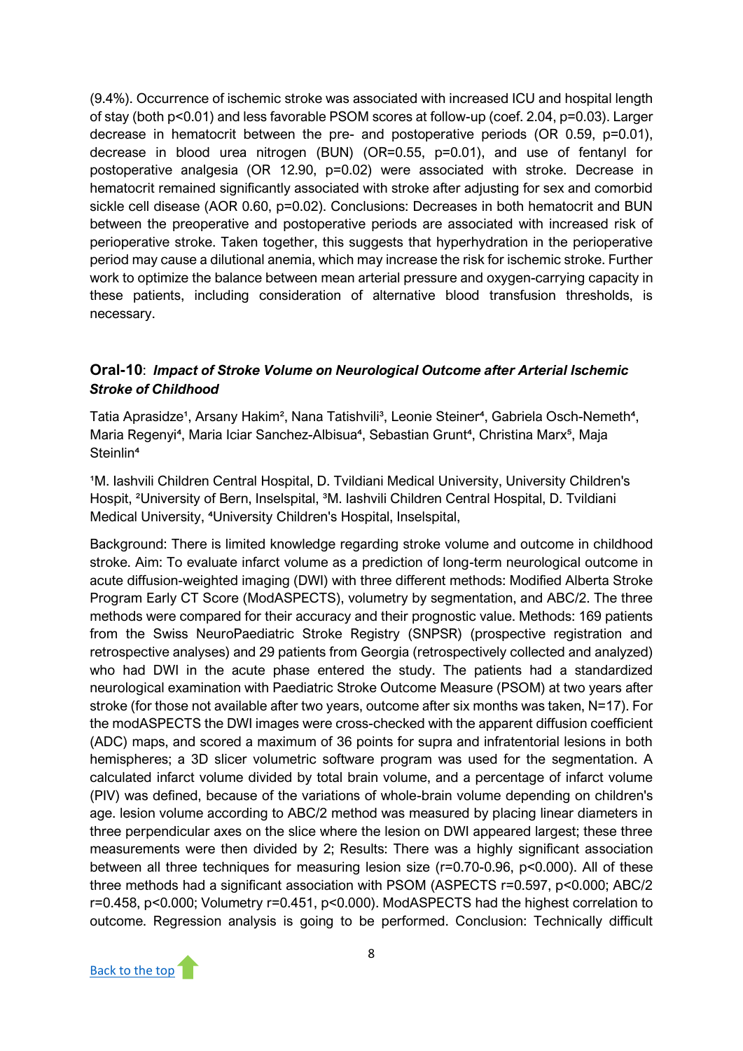(9.4%). Occurrence of ischemic stroke was associated with increased ICU and hospital length of stay (both p<0.01) and less favorable PSOM scores at follow-up (coef. 2.04, p=0.03). Larger decrease in hematocrit between the pre- and postoperative periods (OR 0.59, p=0.01), decrease in blood urea nitrogen (BUN) (OR=0.55, p=0.01), and use of fentanyl for postoperative analgesia (OR 12.90, p=0.02) were associated with stroke. Decrease in hematocrit remained significantly associated with stroke after adjusting for sex and comorbid sickle cell disease (AOR 0.60, p=0.02). Conclusions: Decreases in both hematocrit and BUN between the preoperative and postoperative periods are associated with increased risk of perioperative stroke. Taken together, this suggests that hyperhydration in the perioperative period may cause a dilutional anemia, which may increase the risk for ischemic stroke. Further work to optimize the balance between mean arterial pressure and oxygen-carrying capacity in these patients, including consideration of alternative blood transfusion thresholds, is necessary.

### **Oral-10**: ***Impact of Stroke Volume on Neurological Outcome after Arterial Ischemic Stroke of Childhood***

Tatia Aprasidze[1], Arsany Hakim[2], Nana Tatishvili[3], Leonie Steiner[4], Gabriela Osch-Nemeth[4], Maria Regenyi[4], Maria Iciar Sanchez-Albisua[4], Sebastian Grunt[4], Christina Marx[5], Maja Steinlin[4]

[1]M. Iashvili Children Central Hospital, D. Tvildiani Medical University, University Children's Hospit, [2]University of Bern, Inselspital, [3]M. Iashvili Children Central Hospital, D. Tvildiani Medical University, [4]University Children's Hospital, Inselspital,

Background: There is limited knowledge regarding stroke volume and outcome in childhood stroke. Aim: To evaluate infarct volume as a prediction of long-term neurological outcome in acute diffusion-weighted imaging (DWI) with three different methods: Modified Alberta Stroke Program Early CT Score (ModASPECTS), volumetry by segmentation, and ABC/2. The three methods were compared for their accuracy and their prognostic value. Methods: 169 patients from the Swiss NeuroPaediatric Stroke Registry (SNPSR) (prospective registration and retrospective analyses) and 29 patients from Georgia (retrospectively collected and analyzed) who had DWI in the acute phase entered the study. The patients had a standardized neurological examination with Paediatric Stroke Outcome Measure (PSOM) at two years after stroke (for those not available after two years, outcome after six months was taken, N=17). For the modASPECTS the DWI images were cross-checked with the apparent diffusion coefficient (ADC) maps, and scored a maximum of 36 points for supra and infratentorial lesions in both hemispheres; a 3D slicer volumetric software program was used for the segmentation. A calculated infarct volume divided by total brain volume, and a percentage of infarct volume (PIV) was defined, because of the variations of whole-brain volume depending on children's age. lesion volume according to ABC/2 method was measured by placing linear diameters in three perpendicular axes on the slice where the lesion on DWI appeared largest; these three measurements were then divided by 2; Results: There was a highly significant association between all three techniques for measuring lesion size (r=0.70-0.96, p<0.000). All of these three methods had a significant association with PSOM (ASPECTS r=0.597, p<0.000; ABC/2 r=0.458, p<0.000; Volumetry r=0.451, p<0.000). ModASPECTS had the highest correlation to outcome. Regression analysis is going to be performed. Conclusion: Technically difficult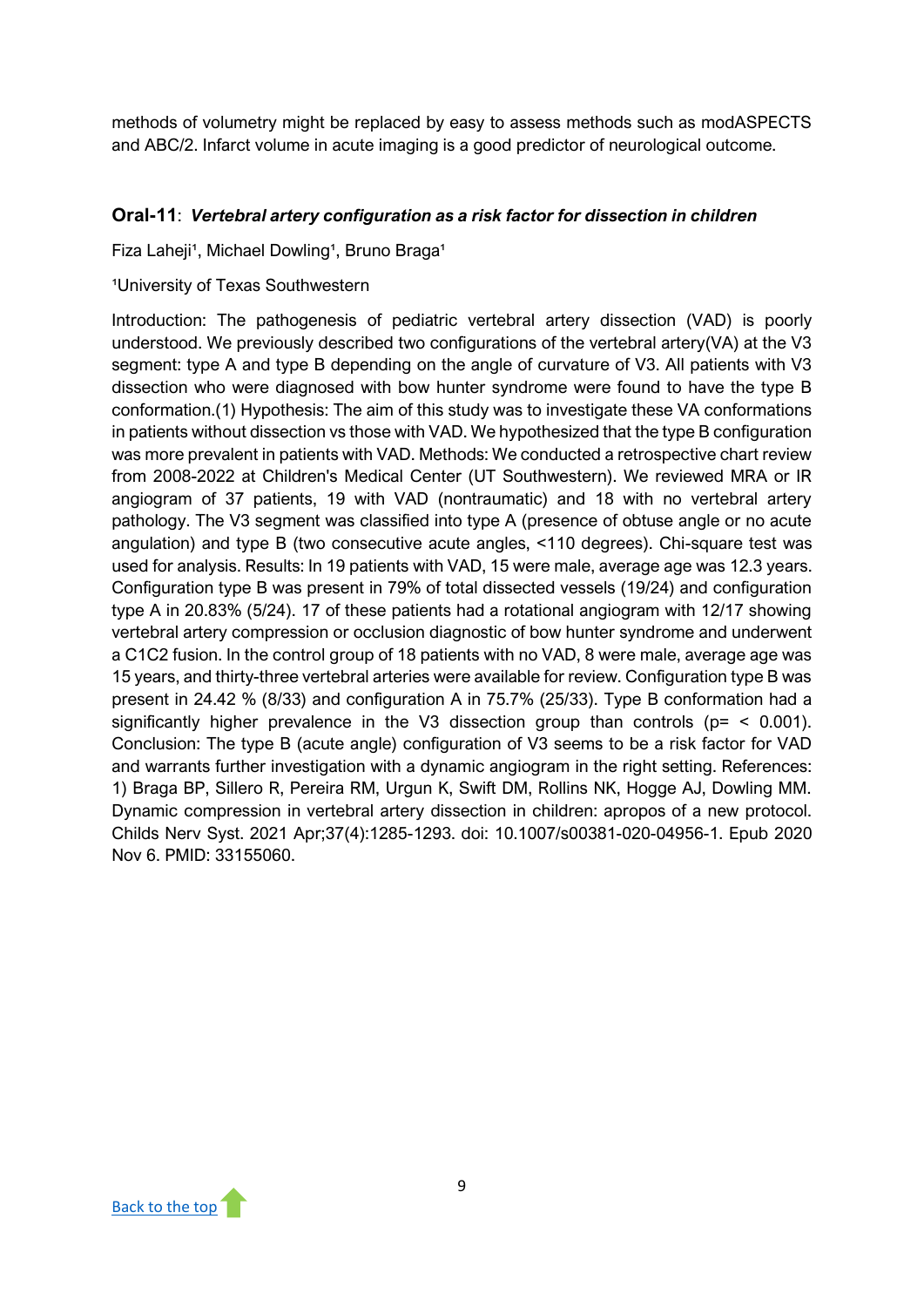methods of volumetry might be replaced by easy to assess methods such as modASPECTS and ABC/2. Infarct volume in acute imaging is a good predictor of neurological outcome.

## Oral-11: *Vertebral artery configuration as a risk factor for dissection in children*

Fiza Laheji[1], Michael Dowling[1], Bruno Braga[1]

[1]University of Texas Southwestern

Introduction: The pathogenesis of pediatric vertebral artery dissection (VAD) is poorly understood. We previously described two configurations of the vertebral artery(VA) at the V3 segment: type A and type B depending on the angle of curvature of V3. All patients with V3 dissection who were diagnosed with bow hunter syndrome were found to have the type B conformation.(1) Hypothesis: The aim of this study was to investigate these VA conformations in patients without dissection vs those with VAD. We hypothesized that the type B configuration was more prevalent in patients with VAD. Methods: We conducted a retrospective chart review from 2008-2022 at Children's Medical Center (UT Southwestern). We reviewed MRA or IR angiogram of 37 patients, 19 with VAD (nontraumatic) and 18 with no vertebral artery pathology. The V3 segment was classified into type A (presence of obtuse angle or no acute angulation) and type B (two consecutive acute angles, <110 degrees). Chi-square test was used for analysis. Results: In 19 patients with VAD, 15 were male, average age was 12.3 years. Configuration type B was present in 79% of total dissected vessels (19/24) and configuration type A in 20.83% (5/24). 17 of these patients had a rotational angiogram with 12/17 showing vertebral artery compression or occlusion diagnostic of bow hunter syndrome and underwent a C1C2 fusion. In the control group of 18 patients with no VAD, 8 were male, average age was 15 years, and thirty-three vertebral arteries were available for review. Configuration type B was present in 24.42 % (8/33) and configuration A in 75.7% (25/33). Type B conformation had a significantly higher prevalence in the V3 dissection group than controls (p= < 0.001). Conclusion: The type B (acute angle) configuration of V3 seems to be a risk factor for VAD and warrants further investigation with a dynamic angiogram in the right setting. References: 1) Braga BP, Sillero R, Pereira RM, Urgun K, Swift DM, Rollins NK, Hogge AJ, Dowling MM. Dynamic compression in vertebral artery dissection in children: apropos of a new protocol. Childs Nerv Syst. 2021 Apr;37(4):1285-1293. doi: 10.1007/s00381-020-04956-1. Epub 2020 Nov 6. PMID: 33155060.

Back to the top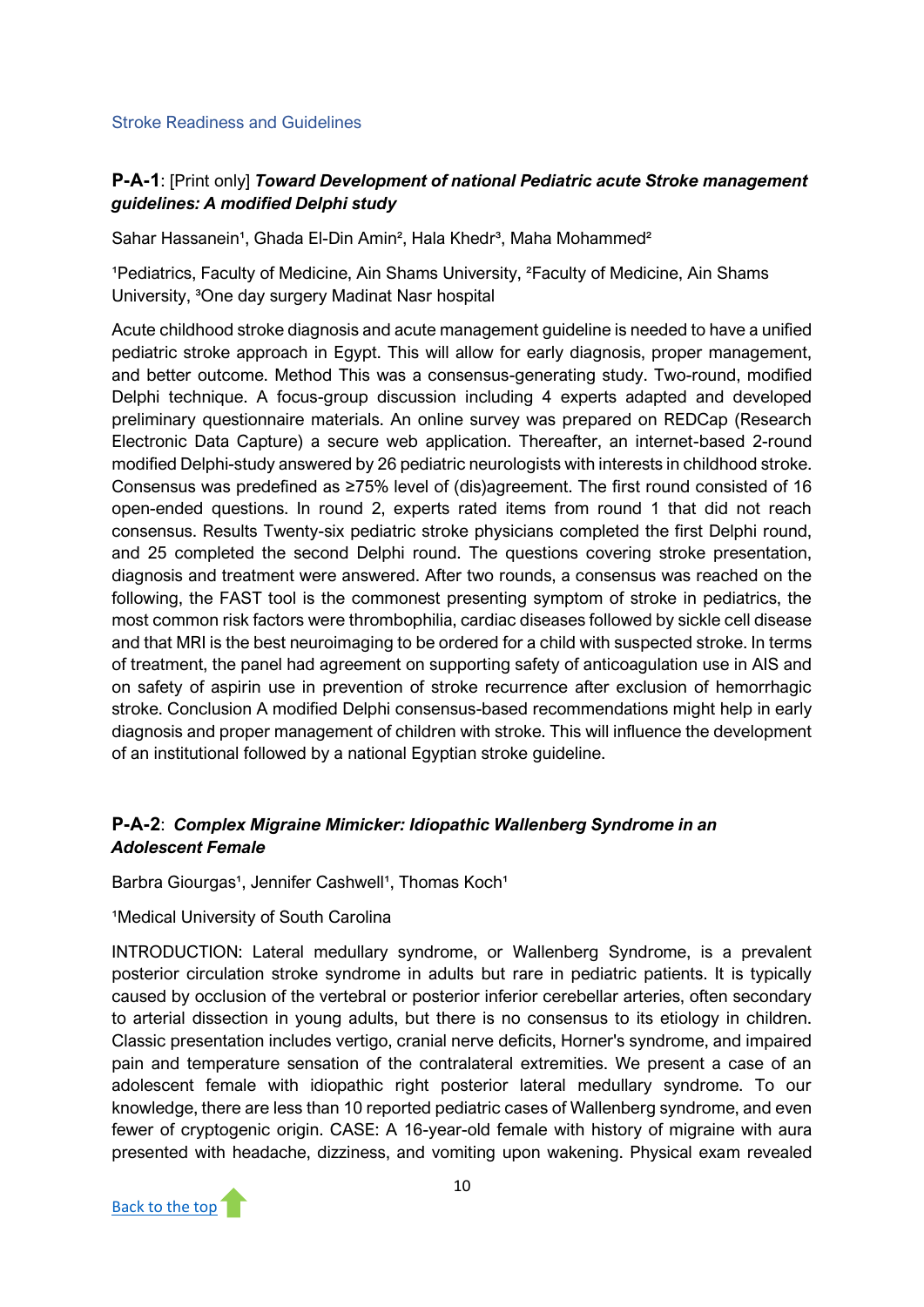Stroke Readiness and Guidelines

**P-A-1**: [Print only] ***Toward Development of national Pediatric acute Stroke management guidelines: A modified Delphi study***

Sahar Hassanein[1], Ghada El-Din Amin[2], Hala Khedr[3], Maha Mohammed[2]

[1]Pediatrics, Faculty of Medicine, Ain Shams University, [2]Faculty of Medicine, Ain Shams University, [3]One day surgery Madinat Nasr hospital

Acute childhood stroke diagnosis and acute management guideline is needed to have a unified pediatric stroke approach in Egypt. This will allow for early diagnosis, proper management, and better outcome. Method This was a consensus-generating study. Two-round, modified Delphi technique. A focus-group discussion including 4 experts adapted and developed preliminary questionnaire materials. An online survey was prepared on REDCap (Research Electronic Data Capture) a secure web application. Thereafter, an internet-based 2-round modified Delphi-study answered by 26 pediatric neurologists with interests in childhood stroke. Consensus was predefined as ≥75% level of (dis)agreement. The first round consisted of 16 open-ended questions. In round 2, experts rated items from round 1 that did not reach consensus. Results Twenty-six pediatric stroke physicians completed the first Delphi round, and 25 completed the second Delphi round. The questions covering stroke presentation, diagnosis and treatment were answered. After two rounds, a consensus was reached on the following, the FAST tool is the commonest presenting symptom of stroke in pediatrics, the most common risk factors were thrombophilia, cardiac diseases followed by sickle cell disease and that MRI is the best neuroimaging to be ordered for a child with suspected stroke. In terms of treatment, the panel had agreement on supporting safety of anticoagulation use in AIS and on safety of aspirin use in prevention of stroke recurrence after exclusion of hemorrhagic stroke. Conclusion A modified Delphi consensus-based recommendations might help in early diagnosis and proper management of children with stroke. This will influence the development of an institutional followed by a national Egyptian stroke guideline.

**P-A-2**: ***Complex Migraine Mimicker: Idiopathic Wallenberg Syndrome in an Adolescent Female***

Barbra Giourgas[1], Jennifer Cashwell[1], Thomas Koch[1]

[1]Medical University of South Carolina

INTRODUCTION: Lateral medullary syndrome, or Wallenberg Syndrome, is a prevalent posterior circulation stroke syndrome in adults but rare in pediatric patients. It is typically caused by occlusion of the vertebral or posterior inferior cerebellar arteries, often secondary to arterial dissection in young adults, but there is no consensus to its etiology in children. Classic presentation includes vertigo, cranial nerve deficits, Horner's syndrome, and impaired pain and temperature sensation of the contralateral extremities. We present a case of an adolescent female with idiopathic right posterior lateral medullary syndrome. To our knowledge, there are less than 10 reported pediatric cases of Wallenberg syndrome, and even fewer of cryptogenic origin. CASE: A 16-year-old female with history of migraine with aura presented with headache, dizziness, and vomiting upon wakening. Physical exam revealed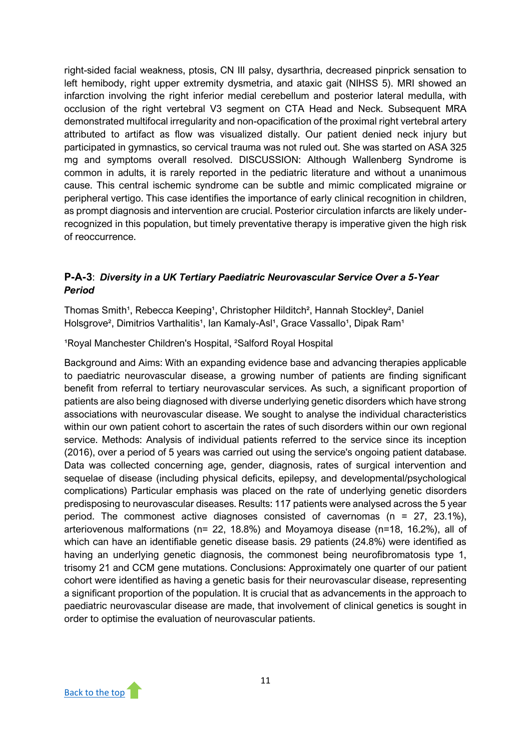right-sided facial weakness, ptosis, CN III palsy, dysarthria, decreased pinprick sensation to left hemibody, right upper extremity dysmetria, and ataxic gait (NIHSS 5). MRI showed an infarction involving the right inferior medial cerebellum and posterior lateral medulla, with occlusion of the right vertebral V3 segment on CTA Head and Neck. Subsequent MRA demonstrated multifocal irregularity and non-opacification of the proximal right vertebral artery attributed to artifact as flow was visualized distally. Our patient denied neck injury but participated in gymnastics, so cervical trauma was not ruled out. She was started on ASA 325 mg and symptoms overall resolved. DISCUSSION: Although Wallenberg Syndrome is common in adults, it is rarely reported in the pediatric literature and without a unanimous cause. This central ischemic syndrome can be subtle and mimic complicated migraine or peripheral vertigo. This case identifies the importance of early clinical recognition in children, as prompt diagnosis and intervention are crucial. Posterior circulation infarcts are likely under-recognized in this population, but timely preventative therapy is imperative given the high risk of reoccurrence.

### **P-A-3**: *Diversity in a UK Tertiary Paediatric Neurovascular Service Over a 5-Year Period*

Thomas Smith[1], Rebecca Keeping[1], Christopher Hilditch[2], Hannah Stockley[2], Daniel Holsgrove[2], Dimitrios Varthalitis[1], Ian Kamaly-Asl[1], Grace Vassallo[1], Dipak Ram[1]

[1]Royal Manchester Children's Hospital, [2]Salford Royal Hospital

Background and Aims: With an expanding evidence base and advancing therapies applicable to paediatric neurovascular disease, a growing number of patients are finding significant benefit from referral to tertiary neurovascular services. As such, a significant proportion of patients are also being diagnosed with diverse underlying genetic disorders which have strong associations with neurovascular disease. We sought to analyse the individual characteristics within our own patient cohort to ascertain the rates of such disorders within our own regional service. Methods: Analysis of individual patients referred to the service since its inception (2016), over a period of 5 years was carried out using the service's ongoing patient database. Data was collected concerning age, gender, diagnosis, rates of surgical intervention and sequelae of disease (including physical deficits, epilepsy, and developmental/psychological complications) Particular emphasis was placed on the rate of underlying genetic disorders predisposing to neurovascular diseases. Results: 117 patients were analysed across the 5 year period. The commonest active diagnoses consisted of cavernomas (n = 27, 23.1%), arteriovenous malformations (n= 22, 18.8%) and Moyamoya disease (n=18, 16.2%), all of which can have an identifiable genetic disease basis. 29 patients (24.8%) were identified as having an underlying genetic diagnosis, the commonest being neurofibromatosis type 1, trisomy 21 and CCM gene mutations. Conclusions: Approximately one quarter of our patient cohort were identified as having a genetic basis for their neurovascular disease, representing a significant proportion of the population. It is crucial that as advancements in the approach to paediatric neurovascular disease are made, that involvement of clinical genetics is sought in order to optimise the evaluation of neurovascular patients.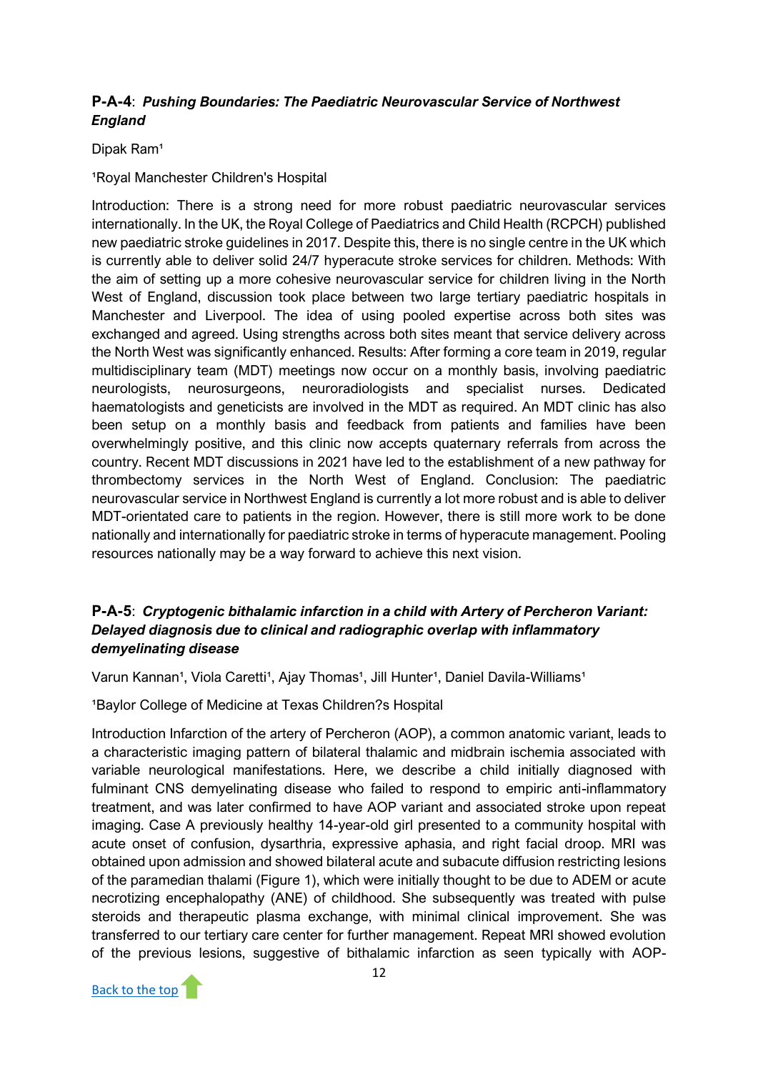**P-A-4**: ***Pushing Boundaries: The Paediatric Neurovascular Service of Northwest England***

Dipak Ram[1]

[1]Royal Manchester Children's Hospital

Introduction: There is a strong need for more robust paediatric neurovascular services internationally. In the UK, the Royal College of Paediatrics and Child Health (RCPCH) published new paediatric stroke guidelines in 2017. Despite this, there is no single centre in the UK which is currently able to deliver solid 24/7 hyperacute stroke services for children. Methods: With the aim of setting up a more cohesive neurovascular service for children living in the North West of England, discussion took place between two large tertiary paediatric hospitals in Manchester and Liverpool. The idea of using pooled expertise across both sites was exchanged and agreed. Using strengths across both sites meant that service delivery across the North West was significantly enhanced. Results: After forming a core team in 2019, regular multidisciplinary team (MDT) meetings now occur on a monthly basis, involving paediatric neurologists, neurosurgeons, neuroradiologists and specialist nurses. Dedicated haematologists and geneticists are involved in the MDT as required. An MDT clinic has also been setup on a monthly basis and feedback from patients and families have been overwhelmingly positive, and this clinic now accepts quaternary referrals from across the country. Recent MDT discussions in 2021 have led to the establishment of a new pathway for thrombectomy services in the North West of England. Conclusion: The paediatric neurovascular service in Northwest England is currently a lot more robust and is able to deliver MDT-orientated care to patients in the region. However, there is still more work to be done nationally and internationally for paediatric stroke in terms of hyperacute management. Pooling resources nationally may be a way forward to achieve this next vision.

**P-A-5**: ***Cryptogenic bithalamic infarction in a child with Artery of Percheron Variant: Delayed diagnosis due to clinical and radiographic overlap with inflammatory demyelinating disease***

Varun Kannan[1], Viola Caretti[1], Ajay Thomas[1], Jill Hunter[1], Daniel Davila-Williams[1]

[1]Baylor College of Medicine at Texas Children?s Hospital

Introduction Infarction of the artery of Percheron (AOP), a common anatomic variant, leads to a characteristic imaging pattern of bilateral thalamic and midbrain ischemia associated with variable neurological manifestations. Here, we describe a child initially diagnosed with fulminant CNS demyelinating disease who failed to respond to empiric anti-inflammatory treatment, and was later confirmed to have AOP variant and associated stroke upon repeat imaging. Case A previously healthy 14-year-old girl presented to a community hospital with acute onset of confusion, dysarthria, expressive aphasia, and right facial droop. MRI was obtained upon admission and showed bilateral acute and subacute diffusion restricting lesions of the paramedian thalami (Figure 1), which were initially thought to be due to ADEM or acute necrotizing encephalopathy (ANE) of childhood. She subsequently was treated with pulse steroids and therapeutic plasma exchange, with minimal clinical improvement. She was transferred to our tertiary care center for further management. Repeat MRI showed evolution of the previous lesions, suggestive of bithalamic infarction as seen typically with AOP-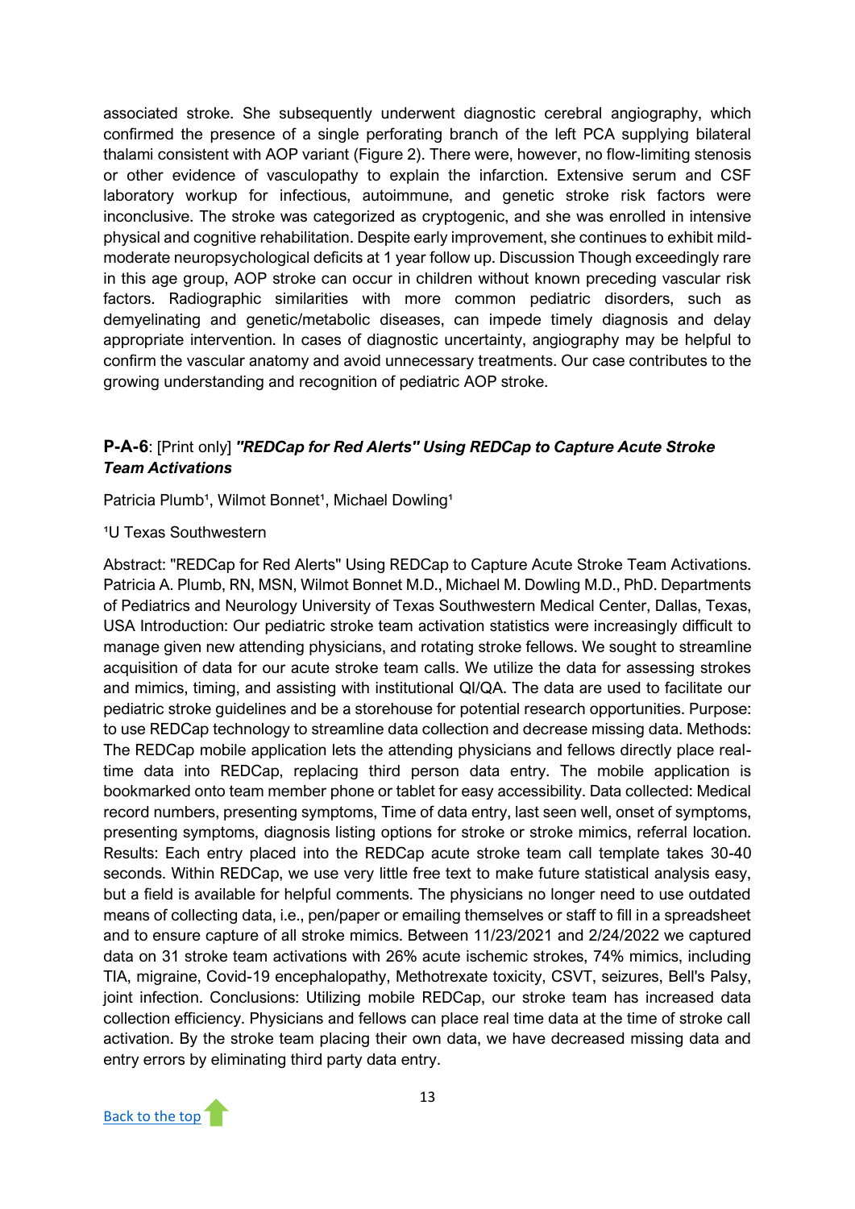associated stroke. She subsequently underwent diagnostic cerebral angiography, which confirmed the presence of a single perforating branch of the left PCA supplying bilateral thalami consistent with AOP variant (Figure 2). There were, however, no flow-limiting stenosis or other evidence of vasculopathy to explain the infarction. Extensive serum and CSF laboratory workup for infectious, autoimmune, and genetic stroke risk factors were inconclusive. The stroke was categorized as cryptogenic, and she was enrolled in intensive physical and cognitive rehabilitation. Despite early improvement, she continues to exhibit mild-moderate neuropsychological deficits at 1 year follow up. Discussion Though exceedingly rare in this age group, AOP stroke can occur in children without known preceding vascular risk factors. Radiographic similarities with more common pediatric disorders, such as demyelinating and genetic/metabolic diseases, can impede timely diagnosis and delay appropriate intervention. In cases of diagnostic uncertainty, angiography may be helpful to confirm the vascular anatomy and avoid unnecessary treatments. Our case contributes to the growing understanding and recognition of pediatric AOP stroke.

### **P-A-6**: [Print only] ***"REDCap for Red Alerts" Using REDCap to Capture Acute Stroke Team Activations***

Patricia Plumb[1], Wilmot Bonnet[1], Michael Dowling[1]

[1]U Texas Southwestern

Abstract: "REDCap for Red Alerts" Using REDCap to Capture Acute Stroke Team Activations. Patricia A. Plumb, RN, MSN, Wilmot Bonnet M.D., Michael M. Dowling M.D., PhD. Departments of Pediatrics and Neurology University of Texas Southwestern Medical Center, Dallas, Texas, USA Introduction: Our pediatric stroke team activation statistics were increasingly difficult to manage given new attending physicians, and rotating stroke fellows. We sought to streamline acquisition of data for our acute stroke team calls. We utilize the data for assessing strokes and mimics, timing, and assisting with institutional QI/QA. The data are used to facilitate our pediatric stroke guidelines and be a storehouse for potential research opportunities. Purpose: to use REDCap technology to streamline data collection and decrease missing data. Methods: The REDCap mobile application lets the attending physicians and fellows directly place real-time data into REDCap, replacing third person data entry. The mobile application is bookmarked onto team member phone or tablet for easy accessibility. Data collected: Medical record numbers, presenting symptoms, Time of data entry, last seen well, onset of symptoms, presenting symptoms, diagnosis listing options for stroke or stroke mimics, referral location. Results: Each entry placed into the REDCap acute stroke team call template takes 30-40 seconds. Within REDCap, we use very little free text to make future statistical analysis easy, but a field is available for helpful comments. The physicians no longer need to use outdated means of collecting data, i.e., pen/paper or emailing themselves or staff to fill in a spreadsheet and to ensure capture of all stroke mimics. Between 11/23/2021 and 2/24/2022 we captured data on 31 stroke team activations with 26% acute ischemic strokes, 74% mimics, including TIA, migraine, Covid-19 encephalopathy, Methotrexate toxicity, CSVT, seizures, Bell's Palsy, joint infection. Conclusions: Utilizing mobile REDCap, our stroke team has increased data collection efficiency. Physicians and fellows can place real time data at the time of stroke call activation. By the stroke team placing their own data, we have decreased missing data and entry errors by eliminating third party data entry.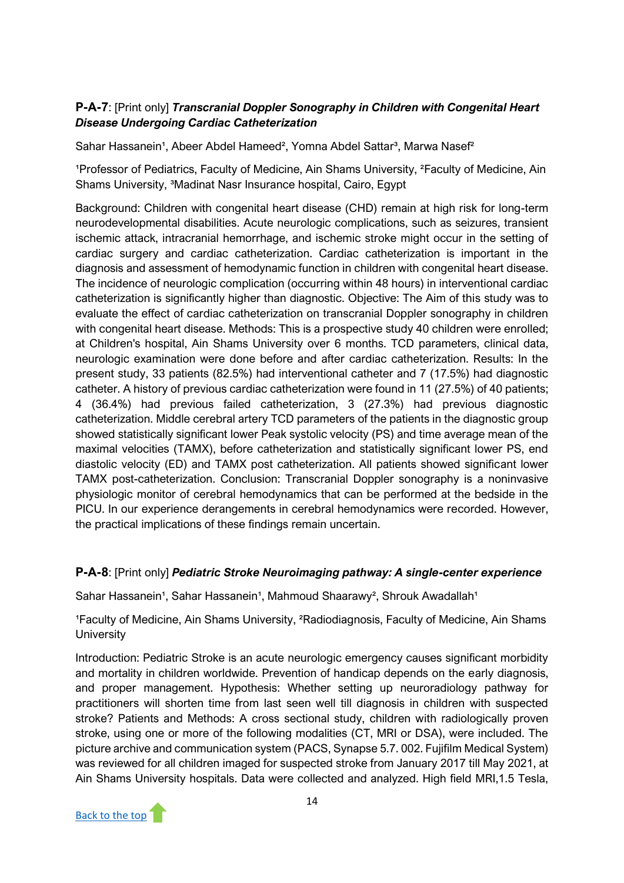**P-A-7**: [Print only] ***Transcranial Doppler Sonography in Children with Congenital Heart Disease Undergoing Cardiac Catheterization***

Sahar Hassanein[1], Abeer Abdel Hameed[2], Yomna Abdel Sattar[3], Marwa Nasef[2]

[1]Professor of Pediatrics, Faculty of Medicine, Ain Shams University, [2]Faculty of Medicine, Ain Shams University, [3]Madinat Nasr Insurance hospital, Cairo, Egypt

Background: Children with congenital heart disease (CHD) remain at high risk for long-term neurodevelopmental disabilities. Acute neurologic complications, such as seizures, transient ischemic attack, intracranial hemorrhage, and ischemic stroke might occur in the setting of cardiac surgery and cardiac catheterization. Cardiac catheterization is important in the diagnosis and assessment of hemodynamic function in children with congenital heart disease. The incidence of neurologic complication (occurring within 48 hours) in interventional cardiac catheterization is significantly higher than diagnostic. Objective: The Aim of this study was to evaluate the effect of cardiac catheterization on transcranial Doppler sonography in children with congenital heart disease. Methods: This is a prospective study 40 children were enrolled; at Children's hospital, Ain Shams University over 6 months. TCD parameters, clinical data, neurologic examination were done before and after cardiac catheterization. Results: In the present study, 33 patients (82.5%) had interventional catheter and 7 (17.5%) had diagnostic catheter. A history of previous cardiac catheterization were found in 11 (27.5%) of 40 patients; 4 (36.4%) had previous failed catheterization, 3 (27.3%) had previous diagnostic catheterization. Middle cerebral artery TCD parameters of the patients in the diagnostic group showed statistically significant lower Peak systolic velocity (PS) and time average mean of the maximal velocities (TAMX), before catheterization and statistically significant lower PS, end diastolic velocity (ED) and TAMX post catheterization. All patients showed significant lower TAMX post-catheterization. Conclusion: Transcranial Doppler sonography is a noninvasive physiologic monitor of cerebral hemodynamics that can be performed at the bedside in the PICU. In our experience derangements in cerebral hemodynamics were recorded. However, the practical implications of these findings remain uncertain.

**P-A-8**: [Print only] ***Pediatric Stroke Neuroimaging pathway: A single-center experience***

Sahar Hassanein[1], Sahar Hassanein[1], Mahmoud Shaarawy[2], Shrouk Awadallah[1]

[1]Faculty of Medicine, Ain Shams University, [2]Radiodiagnosis, Faculty of Medicine, Ain Shams University

Introduction: Pediatric Stroke is an acute neurologic emergency causes significant morbidity and mortality in children worldwide. Prevention of handicap depends on the early diagnosis, and proper management. Hypothesis: Whether setting up neuroradiology pathway for practitioners will shorten time from last seen well till diagnosis in children with suspected stroke? Patients and Methods: A cross sectional study, children with radiologically proven stroke, using one or more of the following modalities (CT, MRI or DSA), were included. The picture archive and communication system (PACS, Synapse 5.7. 002. Fujifilm Medical System) was reviewed for all children imaged for suspected stroke from January 2017 till May 2021, at Ain Shams University hospitals. Data were collected and analyzed. High field MRI,1.5 Tesla,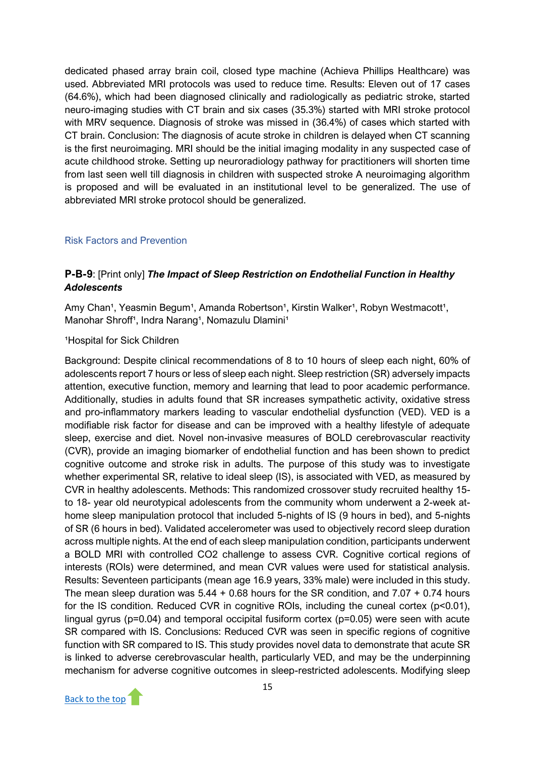dedicated phased array brain coil, closed type machine (Achieva Phillips Healthcare) was used. Abbreviated MRI protocols was used to reduce time. Results: Eleven out of 17 cases (64.6%), which had been diagnosed clinically and radiologically as pediatric stroke, started neuro-imaging studies with CT brain and six cases (35.3%) started with MRI stroke protocol with MRV sequence. Diagnosis of stroke was missed in (36.4%) of cases which started with CT brain. Conclusion: The diagnosis of acute stroke in children is delayed when CT scanning is the first neuroimaging. MRI should be the initial imaging modality in any suspected case of acute childhood stroke. Setting up neuroradiology pathway for practitioners will shorten time from last seen well till diagnosis in children with suspected stroke A neuroimaging algorithm is proposed and will be evaluated in an institutional level to be generalized. The use of abbreviated MRI stroke protocol should be generalized.

## Risk Factors and Prevention

### **P-B-9**: [Print only] ***The Impact of Sleep Restriction on Endothelial Function in Healthy Adolescents***

Amy Chan[1], Yeasmin Begum[1], Amanda Robertson[1], Kirstin Walker[1], Robyn Westmacott[1], Manohar Shroff[1], Indra Narang[1], Nomazulu Dlamini[1]

[1]Hospital for Sick Children

Background: Despite clinical recommendations of 8 to 10 hours of sleep each night, 60% of adolescents report 7 hours or less of sleep each night. Sleep restriction (SR) adversely impacts attention, executive function, memory and learning that lead to poor academic performance. Additionally, studies in adults found that SR increases sympathetic activity, oxidative stress and pro-inflammatory markers leading to vascular endothelial dysfunction (VED). VED is a modifiable risk factor for disease and can be improved with a healthy lifestyle of adequate sleep, exercise and diet. Novel non-invasive measures of BOLD cerebrovascular reactivity (CVR), provide an imaging biomarker of endothelial function and has been shown to predict cognitive outcome and stroke risk in adults. The purpose of this study was to investigate whether experimental SR, relative to ideal sleep (IS), is associated with VED, as measured by CVR in healthy adolescents. Methods: This randomized crossover study recruited healthy 15- to 18- year old neurotypical adolescents from the community whom underwent a 2-week at-home sleep manipulation protocol that included 5-nights of IS (9 hours in bed), and 5-nights of SR (6 hours in bed). Validated accelerometer was used to objectively record sleep duration across multiple nights. At the end of each sleep manipulation condition, participants underwent a BOLD MRI with controlled $CO_2$ challenge to assess CVR. Cognitive cortical regions of interests (ROIs) were determined, and mean CVR values were used for statistical analysis. Results: Seventeen participants (mean age 16.9 years, 33% male) were included in this study. The mean sleep duration was 5.44 + 0.68 hours for the SR condition, and 7.07 + 0.74 hours for the IS condition. Reduced CVR in cognitive ROIs, including the cuneal cortex ($p<0.01$), lingual gyrus ($p=0.04$) and temporal occipital fusiform cortex ($p=0.05$) were seen with acute SR compared with IS. Conclusions: Reduced CVR was seen in specific regions of cognitive function with SR compared to IS. This study provides novel data to demonstrate that acute SR is linked to adverse cerebrovascular health, particularly VED, and may be the underpinning mechanism for adverse cognitive outcomes in sleep-restricted adolescents. Modifying sleep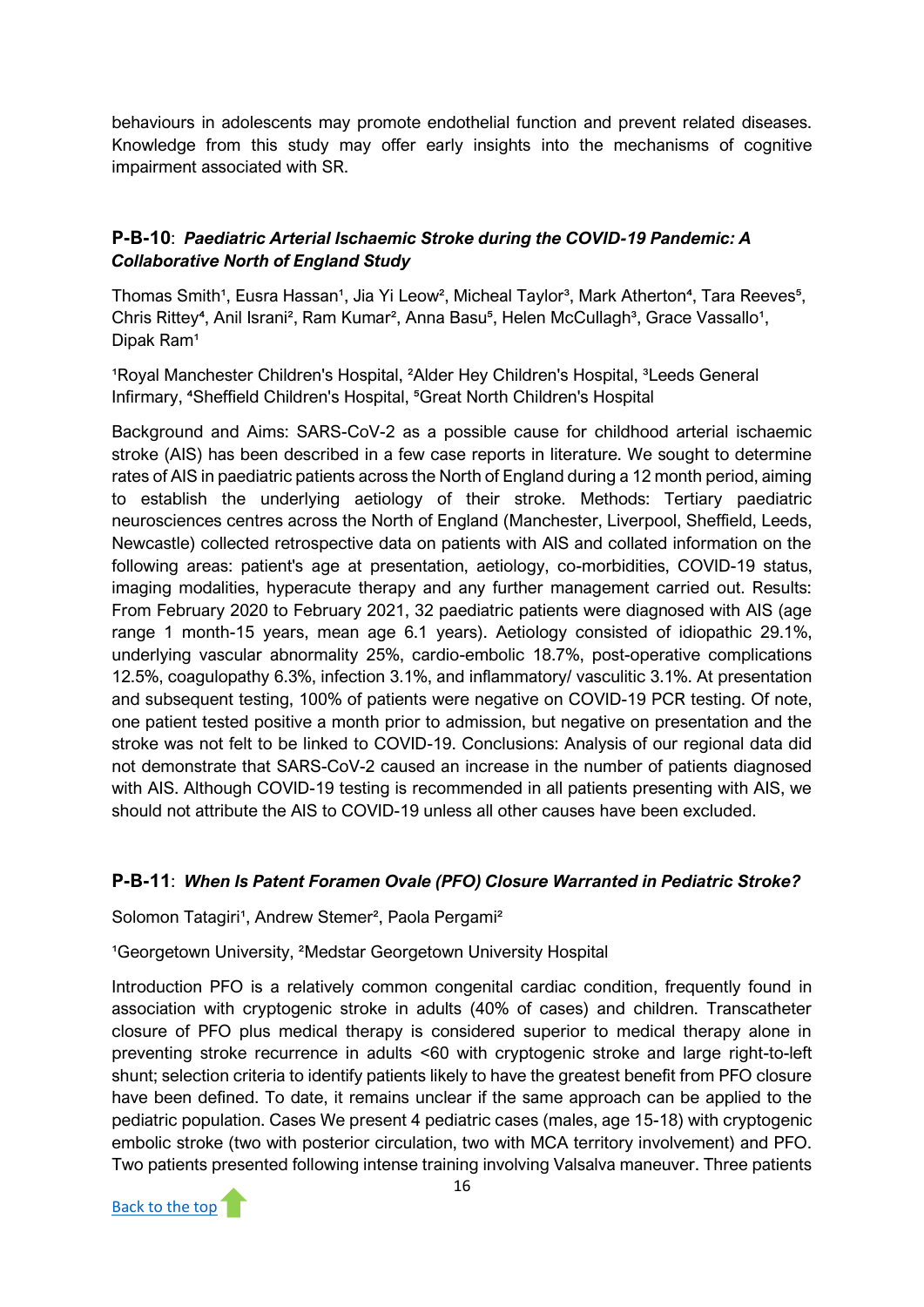behaviours in adolescents may promote endothelial function and prevent related diseases. Knowledge from this study may offer early insights into the mechanisms of cognitive impairment associated with SR.

### P-B-10: *Paediatric Arterial Ischaemic Stroke during the COVID-19 Pandemic: A Collaborative North of England Study*

Thomas Smith[1], Eusra Hassan[1], Jia Yi Leow[2], Micheal Taylor[3], Mark Atherton[4], Tara Reeves[5], Chris Rittey[4], Anil Israni[2], Ram Kumar[2], Anna Basu[5], Helen McCullagh[3], Grace Vassallo[1], Dipak Ram[1]

[1]Royal Manchester Children's Hospital, [2]Alder Hey Children's Hospital, [3]Leeds General Infirmary, [4]Sheffield Children's Hospital, [5]Great North Children's Hospital

Background and Aims: SARS-CoV-2 as a possible cause for childhood arterial ischaemic stroke (AIS) has been described in a few case reports in literature. We sought to determine rates of AIS in paediatric patients across the North of England during a 12 month period, aiming to establish the underlying aetiology of their stroke. Methods: Tertiary paediatric neurosciences centres across the North of England (Manchester, Liverpool, Sheffield, Leeds, Newcastle) collected retrospective data on patients with AIS and collated information on the following areas: patient's age at presentation, aetiology, co-morbidities, COVID-19 status, imaging modalities, hyperacute therapy and any further management carried out. Results: From February 2020 to February 2021, 32 paediatric patients were diagnosed with AIS (age range 1 month-15 years, mean age 6.1 years). Aetiology consisted of idiopathic 29.1%, underlying vascular abnormality 25%, cardio-embolic 18.7%, post-operative complications 12.5%, coagulopathy 6.3%, infection 3.1%, and inflammatory/ vasculitic 3.1%. At presentation and subsequent testing, 100% of patients were negative on COVID-19 PCR testing. Of note, one patient tested positive a month prior to admission, but negative on presentation and the stroke was not felt to be linked to COVID-19. Conclusions: Analysis of our regional data did not demonstrate that SARS-CoV-2 caused an increase in the number of patients diagnosed with AIS. Although COVID-19 testing is recommended in all patients presenting with AIS, we should not attribute the AIS to COVID-19 unless all other causes have been excluded.

### P-B-11: *When Is Patent Foramen Ovale (PFO) Closure Warranted in Pediatric Stroke?*

Solomon Tatagiri[1], Andrew Stemer[2], Paola Pergami[2]

[1]Georgetown University, [2]Medstar Georgetown University Hospital

Introduction PFO is a relatively common congenital cardiac condition, frequently found in association with cryptogenic stroke in adults (40% of cases) and children. Transcatheter closure of PFO plus medical therapy is considered superior to medical therapy alone in preventing stroke recurrence in adults <60 with cryptogenic stroke and large right-to-left shunt; selection criteria to identify patients likely to have the greatest benefit from PFO closure have been defined. To date, it remains unclear if the same approach can be applied to the pediatric population. Cases We present 4 pediatric cases (males, age 15-18) with cryptogenic embolic stroke (two with posterior circulation, two with MCA territory involvement) and PFO. Two patients presented following intense training involving Valsalva maneuver. Three patients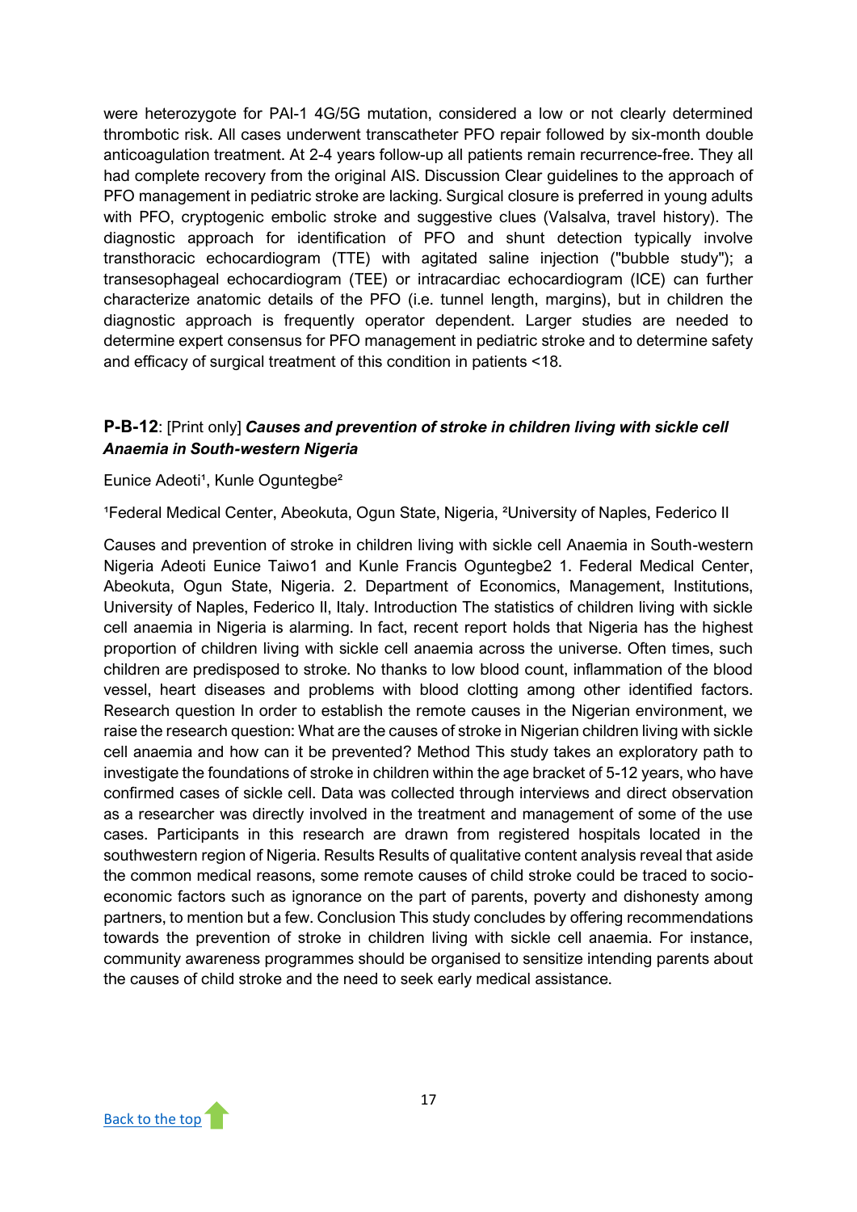were heterozygote for PAI-1 4G/5G mutation, considered a low or not clearly determined thrombotic risk. All cases underwent transcatheter PFO repair followed by six-month double anticoagulation treatment. At 2-4 years follow-up all patients remain recurrence-free. They all had complete recovery from the original AIS. Discussion Clear guidelines to the approach of PFO management in pediatric stroke are lacking. Surgical closure is preferred in young adults with PFO, cryptogenic embolic stroke and suggestive clues (Valsalva, travel history). The diagnostic approach for identification of PFO and shunt detection typically involve transthoracic echocardiogram (TTE) with agitated saline injection ("bubble study"); a transesophageal echocardiogram (TEE) or intracardiac echocardiogram (ICE) can further characterize anatomic details of the PFO (i.e. tunnel length, margins), but in children the diagnostic approach is frequently operator dependent. Larger studies are needed to determine expert consensus for PFO management in pediatric stroke and to determine safety and efficacy of surgical treatment of this condition in patients <18.

### **P-B-12**: [Print only] ***Causes and prevention of stroke in children living with sickle cell Anaemia in South-western Nigeria***

Eunice Adeoti[1], Kunle Oguntegbe[2]

[1]Federal Medical Center, Abeokuta, Ogun State, Nigeria, [2]University of Naples, Federico II

Causes and prevention of stroke in children living with sickle cell Anaemia in South-western Nigeria Adeoti Eunice Taiwo1 and Kunle Francis Oguntegbe2 1. Federal Medical Center, Abeokuta, Ogun State, Nigeria. 2. Department of Economics, Management, Institutions, University of Naples, Federico II, Italy. Introduction The statistics of children living with sickle cell anaemia in Nigeria is alarming. In fact, recent report holds that Nigeria has the highest proportion of children living with sickle cell anaemia across the universe. Often times, such children are predisposed to stroke. No thanks to low blood count, inflammation of the blood vessel, heart diseases and problems with blood clotting among other identified factors. Research question In order to establish the remote causes in the Nigerian environment, we raise the research question: What are the causes of stroke in Nigerian children living with sickle cell anaemia and how can it be prevented? Method This study takes an exploratory path to investigate the foundations of stroke in children within the age bracket of 5-12 years, who have confirmed cases of sickle cell. Data was collected through interviews and direct observation as a researcher was directly involved in the treatment and management of some of the use cases. Participants in this research are drawn from registered hospitals located in the southwestern region of Nigeria. Results Results of qualitative content analysis reveal that aside the common medical reasons, some remote causes of child stroke could be traced to socio-economic factors such as ignorance on the part of parents, poverty and dishonesty among partners, to mention but a few. Conclusion This study concludes by offering recommendations towards the prevention of stroke in children living with sickle cell anaemia. For instance, community awareness programmes should be organised to sensitize intending parents about the causes of child stroke and the need to seek early medical assistance.

Back to the top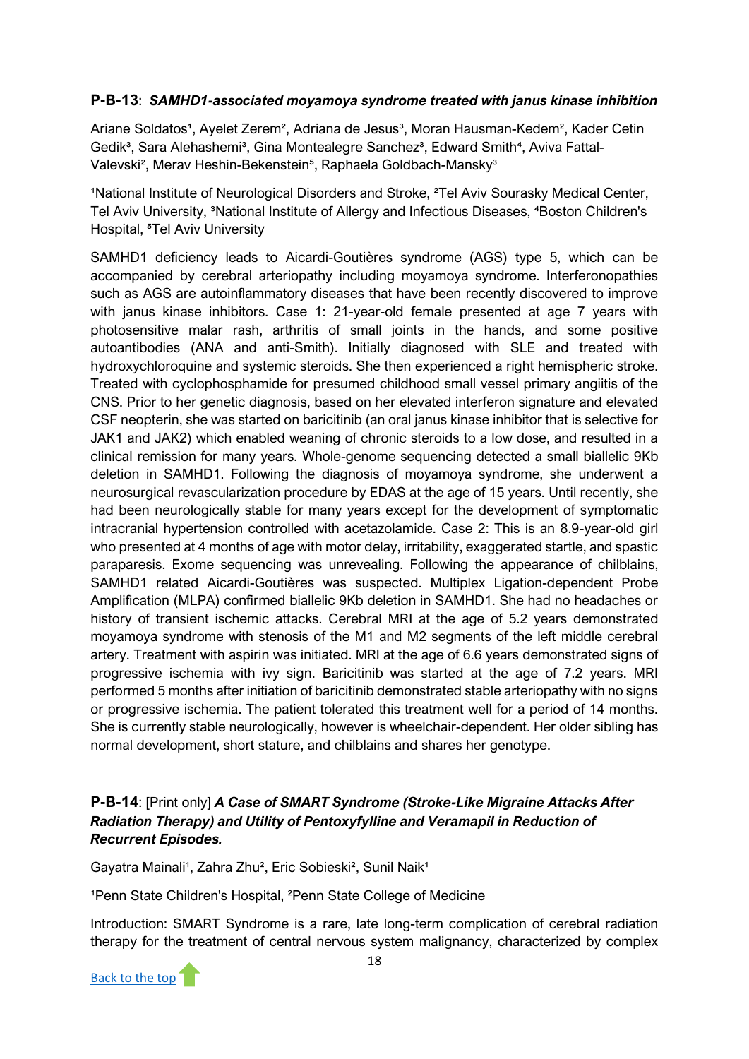### P-B-13: *SAMHD1-associated moyamoya syndrome treated with janus kinase inhibition*

Ariane Soldatos[1], Ayelet Zerem[2], Adriana de Jesus[3], Moran Hausman-Kedem[2], Kader Cetin Gedik[3], Sara Alehashemi[3], Gina Montealegre Sanchez[3], Edward Smith[4], Aviva Fattal-Valevski[2], Merav Heshin-Bekenstein[5], Raphaela Goldbach-Mansky[3]

[1]National Institute of Neurological Disorders and Stroke, [2]Tel Aviv Sourasky Medical Center, Tel Aviv University, [3]National Institute of Allergy and Infectious Diseases, [4]Boston Children's Hospital, [5]Tel Aviv University

SAMHD1 deficiency leads to Aicardi-Goutières syndrome (AGS) type 5, which can be accompanied by cerebral arteriopathy including moyamoya syndrome. Interferonopathies such as AGS are autoinflammatory diseases that have been recently discovered to improve with janus kinase inhibitors. Case 1: 21-year-old female presented at age 7 years with photosensitive malar rash, arthritis of small joints in the hands, and some positive autoantibodies (ANA and anti-Smith). Initially diagnosed with SLE and treated with hydroxychloroquine and systemic steroids. She then experienced a right hemispheric stroke. Treated with cyclophosphamide for presumed childhood small vessel primary angiitis of the CNS. Prior to her genetic diagnosis, based on her elevated interferon signature and elevated CSF neopterin, she was started on baricitinib (an oral janus kinase inhibitor that is selective for JAK1 and JAK2) which enabled weaning of chronic steroids to a low dose, and resulted in a clinical remission for many years. Whole-genome sequencing detected a small biallelic 9Kb deletion in SAMHD1. Following the diagnosis of moyamoya syndrome, she underwent a neurosurgical revascularization procedure by EDAS at the age of 15 years. Until recently, she had been neurologically stable for many years except for the development of symptomatic intracranial hypertension controlled with acetazolamide. Case 2: This is an 8.9-year-old girl who presented at 4 months of age with motor delay, irritability, exaggerated startle, and spastic paraparesis. Exome sequencing was unrevealing. Following the appearance of chilblains, SAMHD1 related Aicardi-Goutières was suspected. Multiplex Ligation-dependent Probe Amplification (MLPA) confirmed biallelic 9Kb deletion in SAMHD1. She had no headaches or history of transient ischemic attacks. Cerebral MRI at the age of 5.2 years demonstrated moyamoya syndrome with stenosis of the M1 and M2 segments of the left middle cerebral artery. Treatment with aspirin was initiated. MRI at the age of 6.6 years demonstrated signs of progressive ischemia with ivy sign. Baricitinib was started at the age of 7.2 years. MRI performed 5 months after initiation of baricitinib demonstrated stable arteriopathy with no signs or progressive ischemia. The patient tolerated this treatment well for a period of 14 months. She is currently stable neurologically, however is wheelchair-dependent. Her older sibling has normal development, short stature, and chilblains and shares her genotype.

### P-B-14: [Print only] *A Case of SMART Syndrome (Stroke-Like Migraine Attacks After Radiation Therapy) and Utility of Pentoxyfylline and Veramapil in Reduction of Recurrent Episodes.*

Gayatra Mainali[1], Zahra Zhu[2], Eric Sobieski[2], Sunil Naik[1]

[1]Penn State Children's Hospital, [2]Penn State College of Medicine

Introduction: SMART Syndrome is a rare, late long-term complication of cerebral radiation therapy for the treatment of central nervous system malignancy, characterized by complex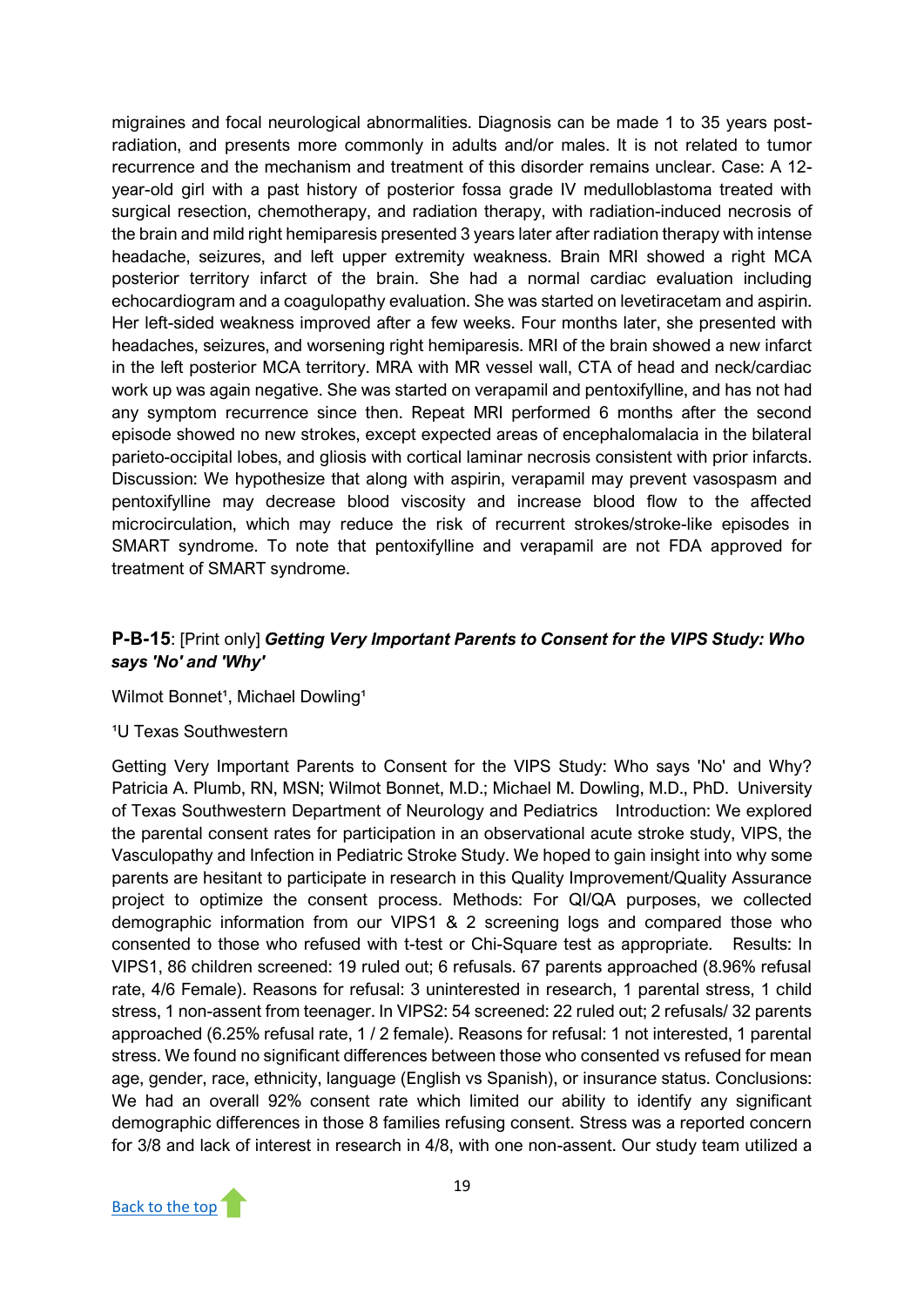migraines and focal neurological abnormalities. Diagnosis can be made 1 to 35 years post-radiation, and presents more commonly in adults and/or males. It is not related to tumor recurrence and the mechanism and treatment of this disorder remains unclear. Case: A 12-year-old girl with a past history of posterior fossa grade IV medulloblastoma treated with surgical resection, chemotherapy, and radiation therapy, with radiation-induced necrosis of the brain and mild right hemiparesis presented 3 years later after radiation therapy with intense headache, seizures, and left upper extremity weakness. Brain MRI showed a right MCA posterior territory infarct of the brain. She had a normal cardiac evaluation including echocardiogram and a coagulopathy evaluation. She was started on levetiracetam and aspirin. Her left-sided weakness improved after a few weeks. Four months later, she presented with headaches, seizures, and worsening right hemiparesis. MRI of the brain showed a new infarct in the left posterior MCA territory. MRA with MR vessel wall, CTA of head and neck/cardiac work up was again negative. She was started on verapamil and pentoxifylline, and has not had any symptom recurrence since then. Repeat MRI performed 6 months after the second episode showed no new strokes, except expected areas of encephalomalacia in the bilateral parieto-occipital lobes, and gliosis with cortical laminar necrosis consistent with prior infarcts. Discussion: We hypothesize that along with aspirin, verapamil may prevent vasospasm and pentoxifylline may decrease blood viscosity and increase blood flow to the affected microcirculation, which may reduce the risk of recurrent strokes/stroke-like episodes in SMART syndrome. To note that pentoxifylline and verapamil are not FDA approved for treatment of SMART syndrome.

### **P-B-15**: [Print only] ***Getting Very Important Parents to Consent for the VIPS Study: Who says 'No' and 'Why'***

Wilmot Bonnet[1], Michael Dowling[1]

[1]U Texas Southwestern

Getting Very Important Parents to Consent for the VIPS Study: Who says 'No' and Why? Patricia A. Plumb, RN, MSN; Wilmot Bonnet, M.D.; Michael M. Dowling, M.D., PhD. University of Texas Southwestern Department of Neurology and Pediatrics Introduction: We explored the parental consent rates for participation in an observational acute stroke study, VIPS, the Vasculopathy and Infection in Pediatric Stroke Study. We hoped to gain insight into why some parents are hesitant to participate in research in this Quality Improvement/Quality Assurance project to optimize the consent process. Methods: For QI/QA purposes, we collected demographic information from our VIPS1 & 2 screening logs and compared those who consented to those who refused with t-test or Chi-Square test as appropriate. Results: In VIPS1, 86 children screened: 19 ruled out; 6 refusals. 67 parents approached (8.96% refusal rate, 4/6 Female). Reasons for refusal: 3 uninterested in research, 1 parental stress, 1 child stress, 1 non-assent from teenager. In VIPS2: 54 screened: 22 ruled out; 2 refusals/ 32 parents approached (6.25% refusal rate, 1 / 2 female). Reasons for refusal: 1 not interested, 1 parental stress. We found no significant differences between those who consented vs refused for mean age, gender, race, ethnicity, language (English vs Spanish), or insurance status. Conclusions: We had an overall 92% consent rate which limited our ability to identify any significant demographic differences in those 8 families refusing consent. Stress was a reported concern for 3/8 and lack of interest in research in 4/8, with one non-assent. Our study team utilized a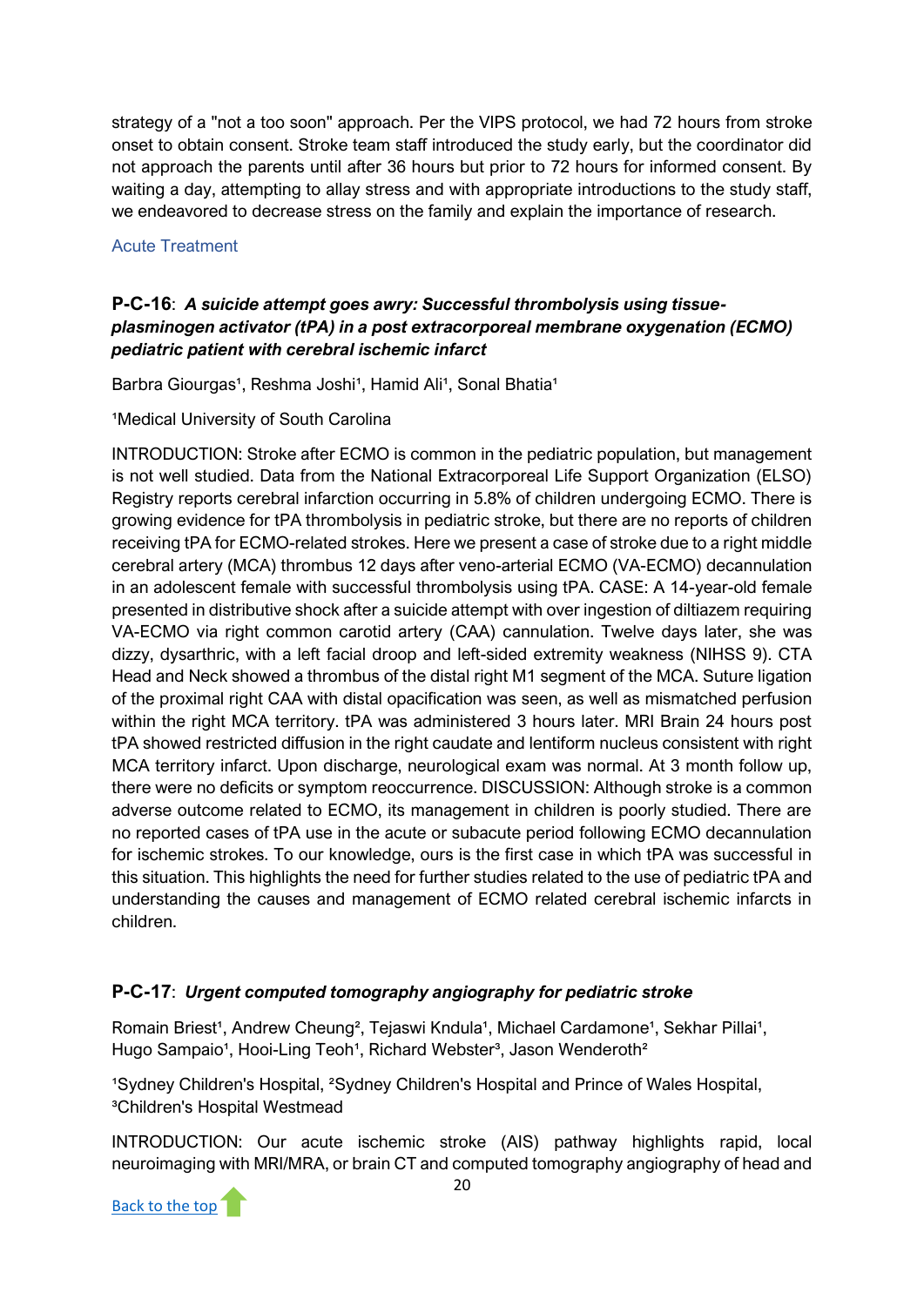strategy of a "not a too soon" approach. Per the VIPS protocol, we had 72 hours from stroke onset to obtain consent. Stroke team staff introduced the study early, but the coordinator did not approach the parents until after 36 hours but prior to 72 hours for informed consent. By waiting a day, attempting to allay stress and with appropriate introductions to the study staff, we endeavored to decrease stress on the family and explain the importance of research.

## Acute Treatment

### P-C-16: *A suicide attempt goes awry: Successful thrombolysis using tissue-plasminogen activator (tPA) in a post extracorporeal membrane oxygenation (ECMO) pediatric patient with cerebral ischemic infarct*

Barbra Giourgas[1], Reshma Joshi[1], Hamid Ali[1], Sonal Bhatia[1]

[1]Medical University of South Carolina

INTRODUCTION: Stroke after ECMO is common in the pediatric population, but management is not well studied. Data from the National Extracorporeal Life Support Organization (ELSO) Registry reports cerebral infarction occurring in 5.8% of children undergoing ECMO. There is growing evidence for tPA thrombolysis in pediatric stroke, but there are no reports of children receiving tPA for ECMO-related strokes. Here we present a case of stroke due to a right middle cerebral artery (MCA) thrombus 12 days after veno-arterial ECMO (VA-ECMO) decannulation in an adolescent female with successful thrombolysis using tPA. CASE: A 14-year-old female presented in distributive shock after a suicide attempt with over ingestion of diltiazem requiring VA-ECMO via right common carotid artery (CAA) cannulation. Twelve days later, she was dizzy, dysarthric, with a left facial droop and left-sided extremity weakness (NIHSS 9). CTA Head and Neck showed a thrombus of the distal right M1 segment of the MCA. Suture ligation of the proximal right CAA with distal opacification was seen, as well as mismatched perfusion within the right MCA territory. tPA was administered 3 hours later. MRI Brain 24 hours post tPA showed restricted diffusion in the right caudate and lentiform nucleus consistent with right MCA territory infarct. Upon discharge, neurological exam was normal. At 3 month follow up, there were no deficits or symptom reoccurrence. DISCUSSION: Although stroke is a common adverse outcome related to ECMO, its management in children is poorly studied. There are no reported cases of tPA use in the acute or subacute period following ECMO decannulation for ischemic strokes. To our knowledge, ours is the first case in which tPA was successful in this situation. This highlights the need for further studies related to the use of pediatric tPA and understanding the causes and management of ECMO related cerebral ischemic infarcts in children.

### P-C-17: *Urgent computed tomography angiography for pediatric stroke*

Romain Briest[1], Andrew Cheung[2], Tejaswi Kndula[1], Michael Cardamone[1], Sekhar Pillai[1], Hugo Sampaio[1], Hooi-Ling Teoh[1], Richard Webster[3], Jason Wenderoth[2]

[1]Sydney Children's Hospital, [2]Sydney Children's Hospital and Prince of Wales Hospital, [3]Children's Hospital Westmead

INTRODUCTION: Our acute ischemic stroke (AIS) pathway highlights rapid, local neuroimaging with MRI/MRA, or brain CT and computed tomography angiography of head and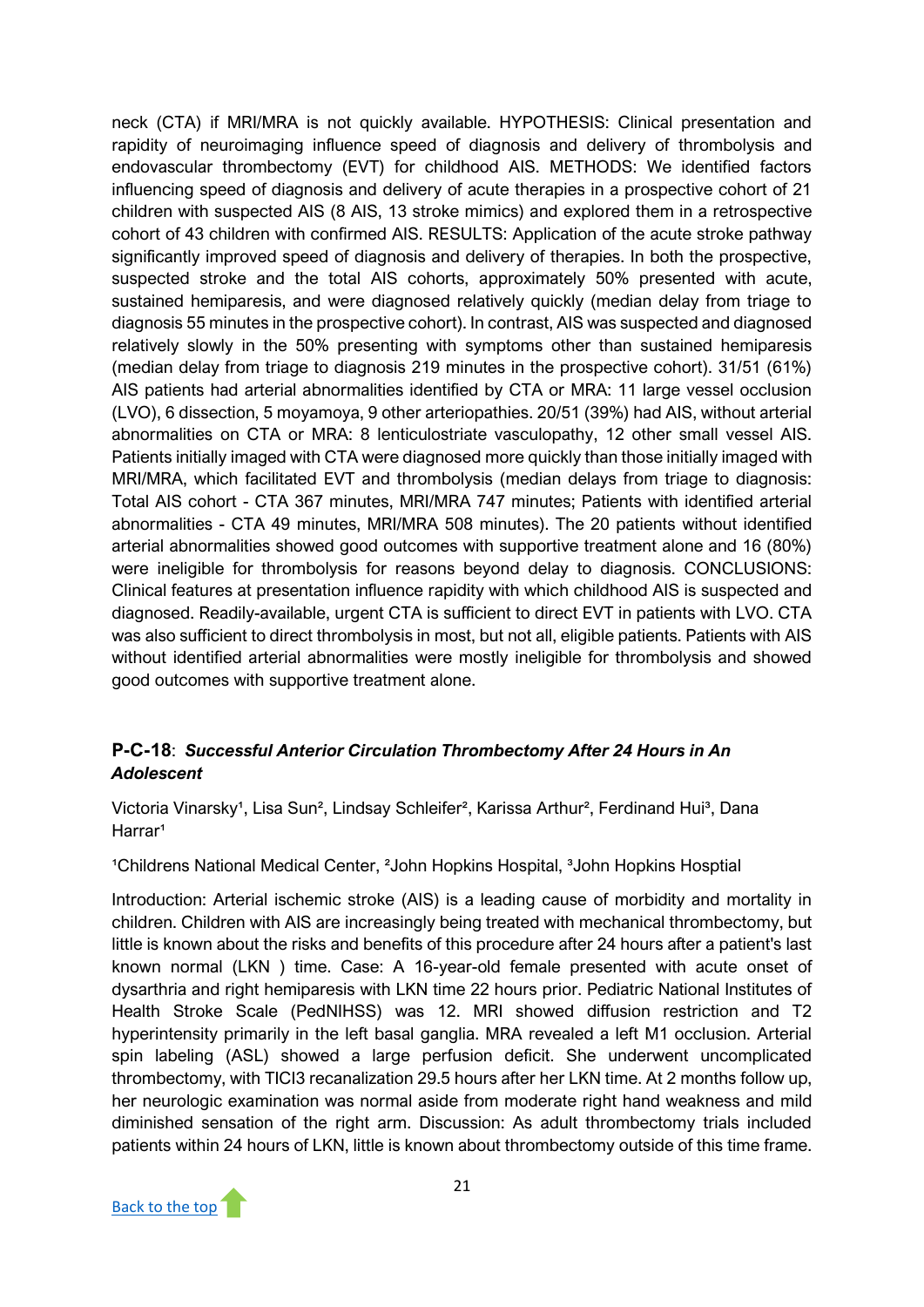neck (CTA) if MRI/MRA is not quickly available. HYPOTHESIS: Clinical presentation and rapidity of neuroimaging influence speed of diagnosis and delivery of thrombolysis and endovascular thrombectomy (EVT) for childhood AIS. METHODS: We identified factors influencing speed of diagnosis and delivery of acute therapies in a prospective cohort of 21 children with suspected AIS (8 AIS, 13 stroke mimics) and explored them in a retrospective cohort of 43 children with confirmed AIS. RESULTS: Application of the acute stroke pathway significantly improved speed of diagnosis and delivery of therapies. In both the prospective, suspected stroke and the total AIS cohorts, approximately 50% presented with acute, sustained hemiparesis, and were diagnosed relatively quickly (median delay from triage to diagnosis 55 minutes in the prospective cohort). In contrast, AIS was suspected and diagnosed relatively slowly in the 50% presenting with symptoms other than sustained hemiparesis (median delay from triage to diagnosis 219 minutes in the prospective cohort). 31/51 (61%) AIS patients had arterial abnormalities identified by CTA or MRA: 11 large vessel occlusion (LVO), 6 dissection, 5 moyamoya, 9 other arteriopathies. 20/51 (39%) had AIS, without arterial abnormalities on CTA or MRA: 8 lenticulostriate vasculopathy, 12 other small vessel AIS. Patients initially imaged with CTA were diagnosed more quickly than those initially imaged with MRI/MRA, which facilitated EVT and thrombolysis (median delays from triage to diagnosis: Total AIS cohort - CTA 367 minutes, MRI/MRA 747 minutes; Patients with identified arterial abnormalities - CTA 49 minutes, MRI/MRA 508 minutes). The 20 patients without identified arterial abnormalities showed good outcomes with supportive treatment alone and 16 (80%) were ineligible for thrombolysis for reasons beyond delay to diagnosis. CONCLUSIONS: Clinical features at presentation influence rapidity with which childhood AIS is suspected and diagnosed. Readily-available, urgent CTA is sufficient to direct EVT in patients with LVO. CTA was also sufficient to direct thrombolysis in most, but not all, eligible patients. Patients with AIS without identified arterial abnormalities were mostly ineligible for thrombolysis and showed good outcomes with supportive treatment alone.

### **P-C-18**: ***Successful Anterior Circulation Thrombectomy After 24 Hours in An Adolescent***

Victoria Vinarsky[1], Lisa Sun[2], Lindsay Schleifer[2], Karissa Arthur[2], Ferdinand Hui[3], Dana Harrar[1]

[1]Childrens National Medical Center, [2]John Hopkins Hospital, [3]John Hopkins Hosptial

Introduction: Arterial ischemic stroke (AIS) is a leading cause of morbidity and mortality in children. Children with AIS are increasingly being treated with mechanical thrombectomy, but little is known about the risks and benefits of this procedure after 24 hours after a patient's last known normal (LKN ) time. Case: A 16-year-old female presented with acute onset of dysarthria and right hemiparesis with LKN time 22 hours prior. Pediatric National Institutes of Health Stroke Scale (PedNIHSS) was 12. MRI showed diffusion restriction and T2 hyperintensity primarily in the left basal ganglia. MRA revealed a left M1 occlusion. Arterial spin labeling (ASL) showed a large perfusion deficit. She underwent uncomplicated thrombectomy, with TICI3 recanalization 29.5 hours after her LKN time. At 2 months follow up, her neurologic examination was normal aside from moderate right hand weakness and mild diminished sensation of the right arm. Discussion: As adult thrombectomy trials included patients within 24 hours of LKN, little is known about thrombectomy outside of this time frame.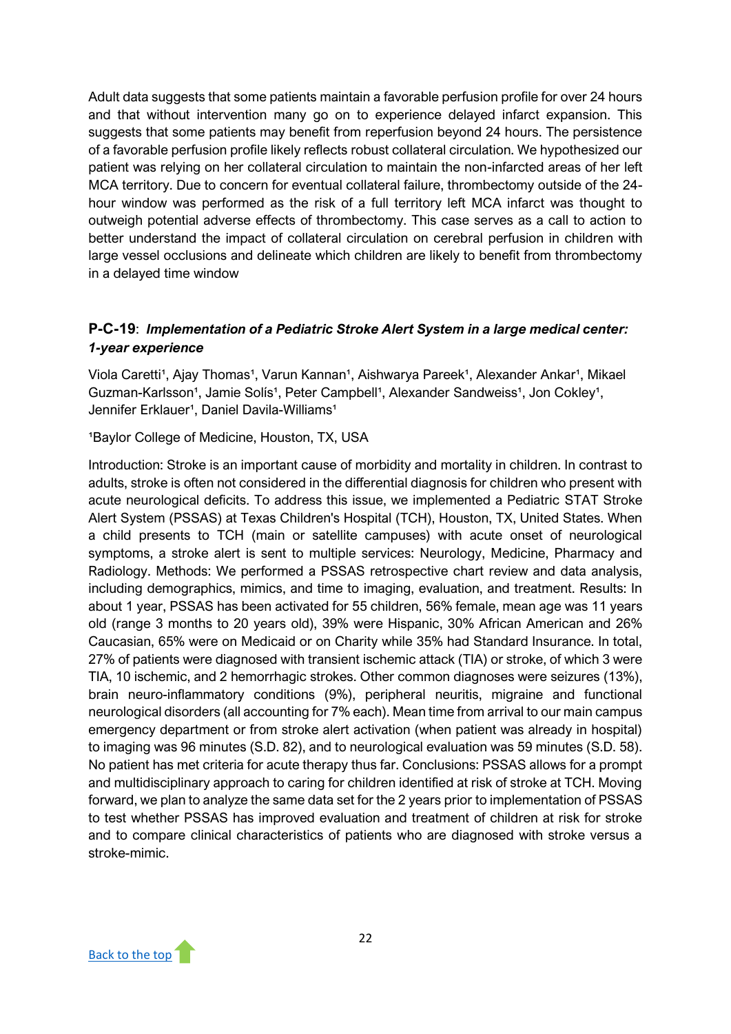Adult data suggests that some patients maintain a favorable perfusion profile for over 24 hours and that without intervention many go on to experience delayed infarct expansion. This suggests that some patients may benefit from reperfusion beyond 24 hours. The persistence of a favorable perfusion profile likely reflects robust collateral circulation. We hypothesized our patient was relying on her collateral circulation to maintain the non-infarcted areas of her left MCA territory. Due to concern for eventual collateral failure, thrombectomy outside of the 24-hour window was performed as the risk of a full territory left MCA infarct was thought to outweigh potential adverse effects of thrombectomy. This case serves as a call to action to better understand the impact of collateral circulation on cerebral perfusion in children with large vessel occlusions and delineate which children are likely to benefit from thrombectomy in a delayed time window

### **P-C-19**: *Implementation of a Pediatric Stroke Alert System in a large medical center: 1-year experience*

Viola Caretti[1], Ajay Thomas[1], Varun Kannan[1], Aishwarya Pareek[1], Alexander Ankar[1], Mikael Guzman-Karlsson[1], Jamie Solís[1], Peter Campbell[1], Alexander Sandweiss[1], Jon Cokley[1], Jennifer Erklauer[1], Daniel Davila-Williams[1]

[1]Baylor College of Medicine, Houston, TX, USA

Introduction: Stroke is an important cause of morbidity and mortality in children. In contrast to adults, stroke is often not considered in the differential diagnosis for children who present with acute neurological deficits. To address this issue, we implemented a Pediatric STAT Stroke Alert System (PSSAS) at Texas Children's Hospital (TCH), Houston, TX, United States. When a child presents to TCH (main or satellite campuses) with acute onset of neurological symptoms, a stroke alert is sent to multiple services: Neurology, Medicine, Pharmacy and Radiology. Methods: We performed a PSSAS retrospective chart review and data analysis, including demographics, mimics, and time to imaging, evaluation, and treatment. Results: In about 1 year, PSSAS has been activated for 55 children, 56% female, mean age was 11 years old (range 3 months to 20 years old), 39% were Hispanic, 30% African American and 26% Caucasian, 65% were on Medicaid or on Charity while 35% had Standard Insurance. In total, 27% of patients were diagnosed with transient ischemic attack (TIA) or stroke, of which 3 were TIA, 10 ischemic, and 2 hemorrhagic strokes. Other common diagnoses were seizures (13%), brain neuro-inflammatory conditions (9%), peripheral neuritis, migraine and functional neurological disorders (all accounting for 7% each). Mean time from arrival to our main campus emergency department or from stroke alert activation (when patient was already in hospital) to imaging was 96 minutes (S.D. 82), and to neurological evaluation was 59 minutes (S.D. 58). No patient has met criteria for acute therapy thus far. Conclusions: PSSAS allows for a prompt and multidisciplinary approach to caring for children identified at risk of stroke at TCH. Moving forward, we plan to analyze the same data set for the 2 years prior to implementation of PSSAS to test whether PSSAS has improved evaluation and treatment of children at risk for stroke and to compare clinical characteristics of patients who are diagnosed with stroke versus a stroke-mimic.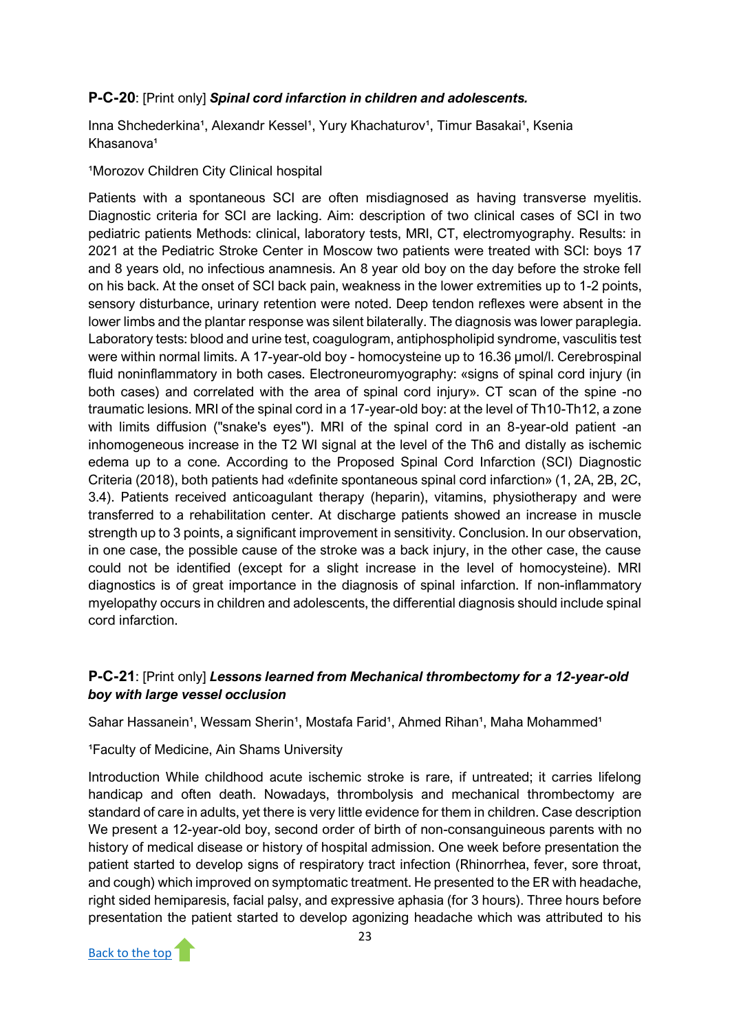**P-C-20**: [Print only] ***Spinal cord infarction in children and adolescents.***

Inna Shchederkina[1], Alexandr Kessel[1], Yury Khachaturov[1], Timur Basakai[1], Ksenia Khasanova[1]

[1]Morozov Children City Clinical hospital

Patients with a spontaneous SCI are often misdiagnosed as having transverse myelitis. Diagnostic criteria for SCI are lacking. Aim: description of two clinical cases of SCI in two pediatric patients Methods: clinical, laboratory tests, MRI, CT, electromyography. Results: in 2021 at the Pediatric Stroke Center in Moscow two patients were treated with SCI: boys 17 and 8 years old, no infectious anamnesis. An 8 year old boy on the day before the stroke fell on his back. At the onset of SCI back pain, weakness in the lower extremities up to 1-2 points, sensory disturbance, urinary retention were noted. Deep tendon reflexes were absent in the lower limbs and the plantar response was silent bilaterally. The diagnosis was lower paraplegia. Laboratory tests: blood and urine test, coagulogram, antiphospholipid syndrome, vasculitis test were within normal limits. A 17-year-old boy - homocysteine up to 16.36 μmol/l. Cerebrospinal fluid noninflammatory in both cases. Electroneuromyography: «signs of spinal cord injury (in both cases) and correlated with the area of spinal cord injury». CT scan of the spine -no traumatic lesions. MRI of the spinal cord in a 17-year-old boy: at the level of Th10-Th12, a zone with limits diffusion ("snake's eyes"). MRI of the spinal cord in an 8-year-old patient -an inhomogeneous increase in the T2 WI signal at the level of the Th6 and distally as ischemic edema up to a cone. According to the Proposed Spinal Cord Infarction (SCI) Diagnostic Criteria (2018), both patients had «definite spontaneous spinal cord infarction» (1, 2A, 2B, 2C, 3.4). Patients received anticoagulant therapy (heparin), vitamins, physiotherapy and were transferred to a rehabilitation center. At discharge patients showed an increase in muscle strength up to 3 points, a significant improvement in sensitivity. Conclusion. In our observation, in one case, the possible cause of the stroke was a back injury, in the other case, the cause could not be identified (except for a slight increase in the level of homocysteine). MRI diagnostics is of great importance in the diagnosis of spinal infarction. If non-inflammatory myelopathy occurs in children and adolescents, the differential diagnosis should include spinal cord infarction.

**P-C-21**: [Print only] ***Lessons learned from Mechanical thrombectomy for a 12-year-old boy with large vessel occlusion***

Sahar Hassanein[1], Wessam Sherin[1], Mostafa Farid[1], Ahmed Rihan[1], Maha Mohammed[1]

[1]Faculty of Medicine, Ain Shams University

Introduction While childhood acute ischemic stroke is rare, if untreated; it carries lifelong handicap and often death. Nowadays, thrombolysis and mechanical thrombectomy are standard of care in adults, yet there is very little evidence for them in children. Case description We present a 12-year-old boy, second order of birth of non-consanguineous parents with no history of medical disease or history of hospital admission. One week before presentation the patient started to develop signs of respiratory tract infection (Rhinorrhea, fever, sore throat, and cough) which improved on symptomatic treatment. He presented to the ER with headache, right sided hemiparesis, facial palsy, and expressive aphasia (for 3 hours). Three hours before presentation the patient started to develop agonizing headache which was attributed to his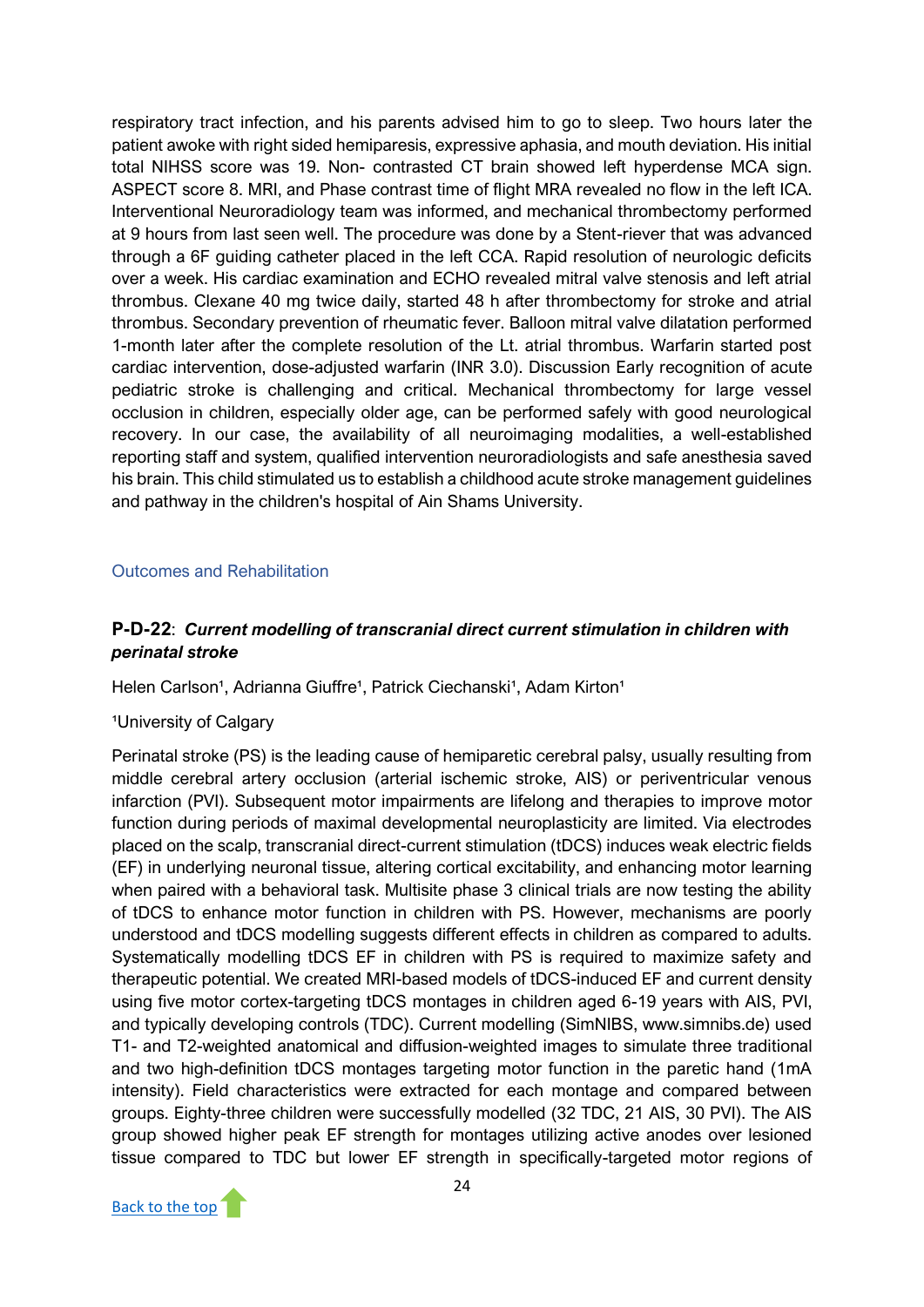respiratory tract infection, and his parents advised him to go to sleep. Two hours later the patient awoke with right sided hemiparesis, expressive aphasia, and mouth deviation. His initial total NIHSS score was 19. Non- contrasted CT brain showed left hyperdense MCA sign. ASPECT score 8. MRI, and Phase contrast time of flight MRA revealed no flow in the left ICA. Interventional Neuroradiology team was informed, and mechanical thrombectomy performed at 9 hours from last seen well. The procedure was done by a Stent-riever that was advanced through a 6F guiding catheter placed in the left CCA. Rapid resolution of neurologic deficits over a week. His cardiac examination and ECHO revealed mitral valve stenosis and left atrial thrombus. Clexane 40 mg twice daily, started 48 h after thrombectomy for stroke and atrial thrombus. Secondary prevention of rheumatic fever. Balloon mitral valve dilatation performed 1-month later after the complete resolution of the Lt. atrial thrombus. Warfarin started post cardiac intervention, dose-adjusted warfarin (INR 3.0). Discussion Early recognition of acute pediatric stroke is challenging and critical. Mechanical thrombectomy for large vessel occlusion in children, especially older age, can be performed safely with good neurological recovery. In our case, the availability of all neuroimaging modalities, a well-established reporting staff and system, qualified intervention neuroradiologists and safe anesthesia saved his brain. This child stimulated us to establish a childhood acute stroke management guidelines and pathway in the children's hospital of Ain Shams University.

## Outcomes and Rehabilitation

### P-D-22: *Current modelling of transcranial direct current stimulation in children with perinatal stroke*

Helen Carlson[1], Adrianna Giuffre[1], Patrick Ciechanski[1], Adam Kirton[1]

[1]University of Calgary

Perinatal stroke (PS) is the leading cause of hemiparetic cerebral palsy, usually resulting from middle cerebral artery occlusion (arterial ischemic stroke, AIS) or periventricular venous infarction (PVI). Subsequent motor impairments are lifelong and therapies to improve motor function during periods of maximal developmental neuroplasticity are limited. Via electrodes placed on the scalp, transcranial direct-current stimulation (tDCS) induces weak electric fields (EF) in underlying neuronal tissue, altering cortical excitability, and enhancing motor learning when paired with a behavioral task. Multisite phase 3 clinical trials are now testing the ability of tDCS to enhance motor function in children with PS. However, mechanisms are poorly understood and tDCS modelling suggests different effects in children as compared to adults. Systematically modelling tDCS EF in children with PS is required to maximize safety and therapeutic potential. We created MRI-based models of tDCS-induced EF and current density using five motor cortex-targeting tDCS montages in children aged 6-19 years with AIS, PVI, and typically developing controls (TDC). Current modelling (SimNIBS, www.simnibs.de) used T1- and T2-weighted anatomical and diffusion-weighted images to simulate three traditional and two high-definition tDCS montages targeting motor function in the paretic hand (1mA intensity). Field characteristics were extracted for each montage and compared between groups. Eighty-three children were successfully modelled (32 TDC, 21 AIS, 30 PVI). The AIS group showed higher peak EF strength for montages utilizing active anodes over lesioned tissue compared to TDC but lower EF strength in specifically-targeted motor regions of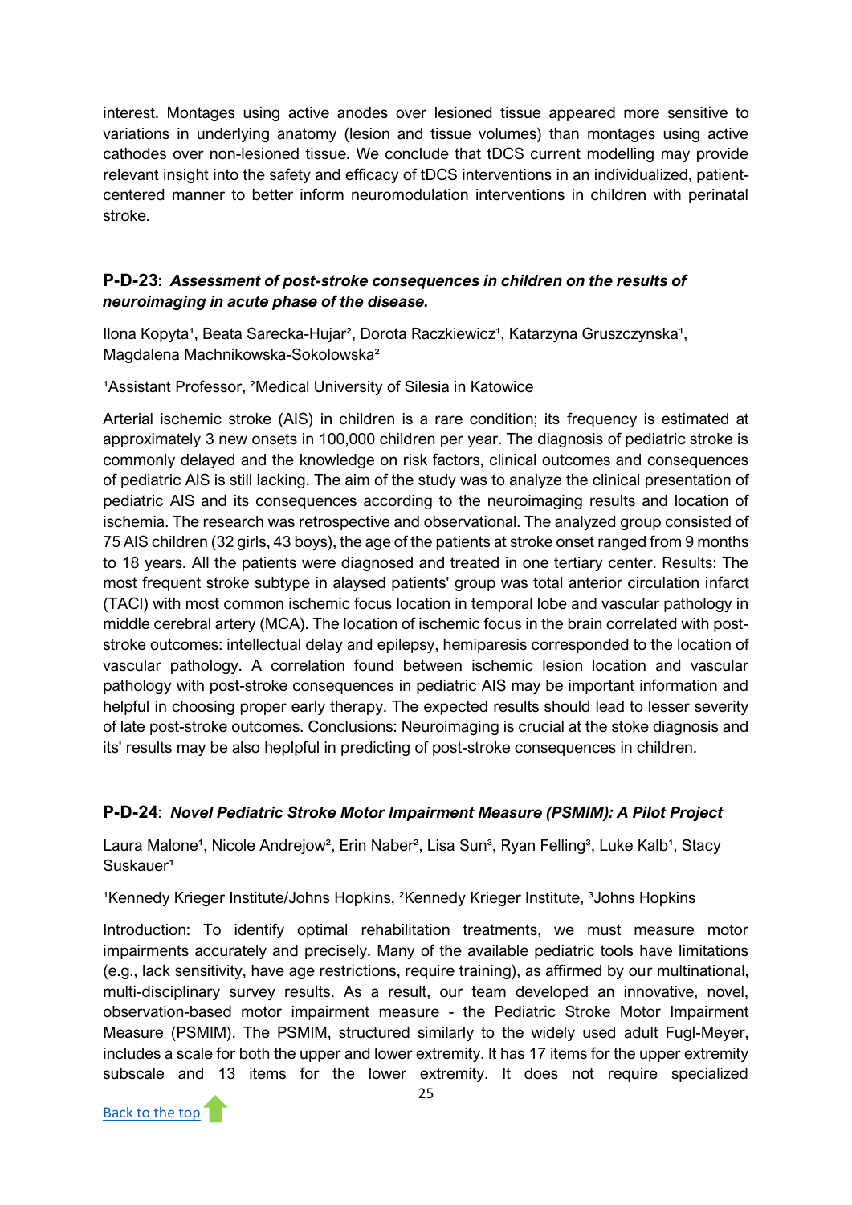interest. Montages using active anodes over lesioned tissue appeared more sensitive to variations in underlying anatomy (lesion and tissue volumes) than montages using active cathodes over non-lesioned tissue. We conclude that tDCS current modelling may provide relevant insight into the safety and efficacy of tDCS interventions in an individualized, patient-centered manner to better inform neuromodulation interventions in children with perinatal stroke.

### **P-D-23**: ***Assessment of post-stroke consequences in children on the results of neuroimaging in acute phase of the disease.***

Ilona Kopyta[1], Beata Sarecka-Hujar[2], Dorota Raczkiewicz[1], Katarzyna Gruszczynska[1], Magdalena Machnikowska-Sokolowska[2]

[1]Assistant Professor, [2]Medical University of Silesia in Katowice

Arterial ischemic stroke (AIS) in children is a rare condition; its frequency is estimated at approximately 3 new onsets in 100,000 children per year. The diagnosis of pediatric stroke is commonly delayed and the knowledge on risk factors, clinical outcomes and consequences of pediatric AIS is still lacking. The aim of the study was to analyze the clinical presentation of pediatric AIS and its consequences according to the neuroimaging results and location of ischemia. The research was retrospective and observational. The analyzed group consisted of 75 AIS children (32 girls, 43 boys), the age of the patients at stroke onset ranged from 9 months to 18 years. All the patients were diagnosed and treated in one tertiary center. Results: The most frequent stroke subtype in alaysed patients' group was total anterior circulation infarct (TACI) with most common ischemic focus location in temporal lobe and vascular pathology in middle cerebral artery (MCA). The location of ischemic focus in the brain correlated with post-stroke outcomes: intellectual delay and epilepsy, hemiparesis corresponded to the location of vascular pathology. A correlation found between ischemic lesion location and vascular pathology with post-stroke consequences in pediatric AIS may be important information and helpful in choosing proper early therapy. The expected results should lead to lesser severity of late post-stroke outcomes. Conclusions: Neuroimaging is crucial at the stoke diagnosis and its' results may be also heplpful in predicting of post-stroke consequences in children.

### **P-D-24**: ***Novel Pediatric Stroke Motor Impairment Measure (PSMIM): A Pilot Project***

Laura Malone[1], Nicole Andrejow[2], Erin Naber[2], Lisa Sun[3], Ryan Felling[3], Luke Kalb[1], Stacy Suskauer[1]

[1]Kennedy Krieger Institute/Johns Hopkins, [2]Kennedy Krieger Institute, [3]Johns Hopkins

Introduction: To identify optimal rehabilitation treatments, we must measure motor impairments accurately and precisely. Many of the available pediatric tools have limitations (e.g., lack sensitivity, have age restrictions, require training), as affirmed by our multinational, multi-disciplinary survey results. As a result, our team developed an innovative, novel, observation-based motor impairment measure - the Pediatric Stroke Motor Impairment Measure (PSMIM). The PSMIM, structured similarly to the widely used adult Fugl-Meyer, includes a scale for both the upper and lower extremity. It has 17 items for the upper extremity subscale and 13 items for the lower extremity. It does not require specialized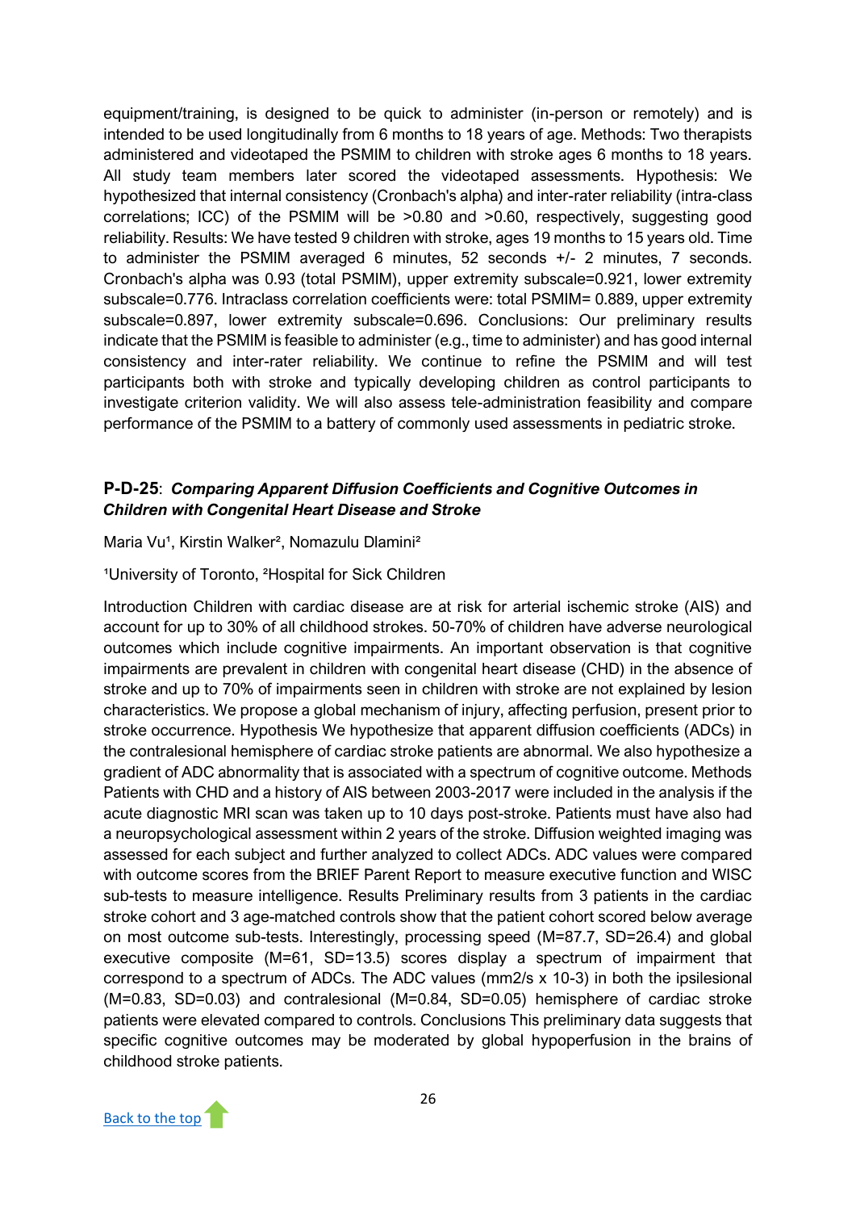equipment/training, is designed to be quick to administer (in-person or remotely) and is intended to be used longitudinally from 6 months to 18 years of age. Methods: Two therapists administered and videotaped the PSMIM to children with stroke ages 6 months to 18 years. All study team members later scored the videotaped assessments. Hypothesis: We hypothesized that internal consistency (Cronbach's alpha) and inter-rater reliability (intra-class correlations; ICC) of the PSMIM will be >0.80 and >0.60, respectively, suggesting good reliability. Results: We have tested 9 children with stroke, ages 19 months to 15 years old. Time to administer the PSMIM averaged 6 minutes, 52 seconds +/- 2 minutes, 7 seconds. Cronbach's alpha was 0.93 (total PSMIM), upper extremity subscale=0.921, lower extremity subscale=0.776. Intraclass correlation coefficients were: total PSMIM= 0.889, upper extremity subscale=0.897, lower extremity subscale=0.696. Conclusions: Our preliminary results indicate that the PSMIM is feasible to administer (e.g., time to administer) and has good internal consistency and inter-rater reliability. We continue to refine the PSMIM and will test participants both with stroke and typically developing children as control participants to investigate criterion validity. We will also assess tele-administration feasibility and compare performance of the PSMIM to a battery of commonly used assessments in pediatric stroke.

### P-D-25: *Comparing Apparent Diffusion Coefficients and Cognitive Outcomes in Children with Congenital Heart Disease and Stroke*

Maria Vu[1], Kirstin Walker[2], Nomazulu Dlamini[2]

[1]University of Toronto, [2]Hospital for Sick Children

Introduction Children with cardiac disease are at risk for arterial ischemic stroke (AIS) and account for up to 30% of all childhood strokes. 50-70% of children have adverse neurological outcomes which include cognitive impairments. An important observation is that cognitive impairments are prevalent in children with congenital heart disease (CHD) in the absence of stroke and up to 70% of impairments seen in children with stroke are not explained by lesion characteristics. We propose a global mechanism of injury, affecting perfusion, present prior to stroke occurrence. Hypothesis We hypothesize that apparent diffusion coefficients (ADCs) in the contralesional hemisphere of cardiac stroke patients are abnormal. We also hypothesize a gradient of ADC abnormality that is associated with a spectrum of cognitive outcome. Methods Patients with CHD and a history of AIS between 2003-2017 were included in the analysis if the acute diagnostic MRI scan was taken up to 10 days post-stroke. Patients must have also had a neuropsychological assessment within 2 years of the stroke. Diffusion weighted imaging was assessed for each subject and further analyzed to collect ADCs. ADC values were compared with outcome scores from the BRIEF Parent Report to measure executive function and WISC sub-tests to measure intelligence. Results Preliminary results from 3 patients in the cardiac stroke cohort and 3 age-matched controls show that the patient cohort scored below average on most outcome sub-tests. Interestingly, processing speed (M=87.7, SD=26.4) and global executive composite (M=61, SD=13.5) scores display a spectrum of impairment that correspond to a spectrum of ADCs. The ADC values (mm2/s x 10-3) in both the ipsilesional (M=0.83, SD=0.03) and contralesional (M=0.84, SD=0.05) hemisphere of cardiac stroke patients were elevated compared to controls. Conclusions This preliminary data suggests that specific cognitive outcomes may be moderated by global hypoperfusion in the brains of childhood stroke patients.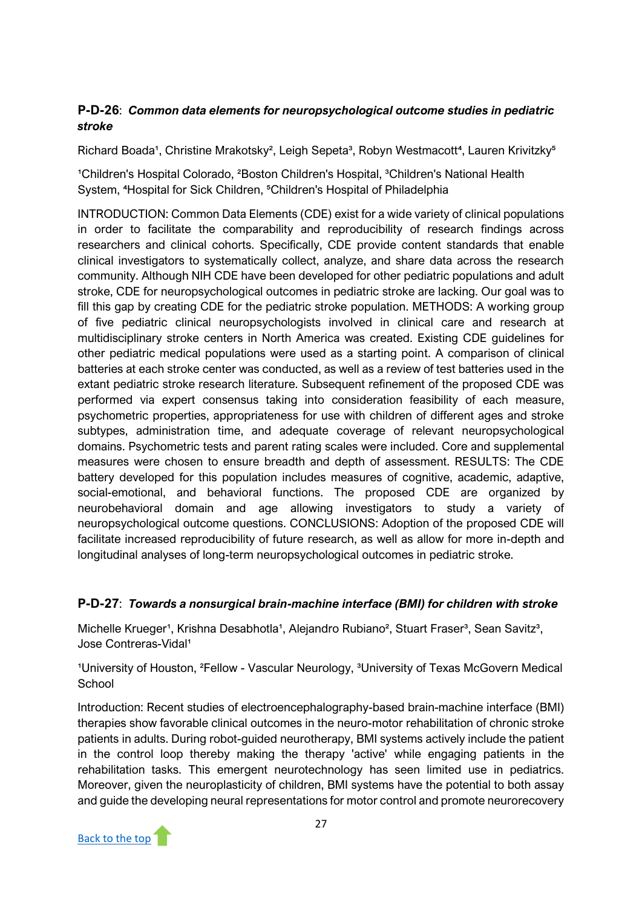### P-D-26: *Common data elements for neuropsychological outcome studies in pediatric stroke*

Richard Boada[1], Christine Mrakotsky[2], Leigh Sepeta[3], Robyn Westmacott[4], Lauren Krivitzky[5]

[1]Children's Hospital Colorado, [2]Boston Children's Hospital, [3]Children's National Health System, [4]Hospital for Sick Children, [5]Children's Hospital of Philadelphia

INTRODUCTION: Common Data Elements (CDE) exist for a wide variety of clinical populations in order to facilitate the comparability and reproducibility of research findings across researchers and clinical cohorts. Specifically, CDE provide content standards that enable clinical investigators to systematically collect, analyze, and share data across the research community. Although NIH CDE have been developed for other pediatric populations and adult stroke, CDE for neuropsychological outcomes in pediatric stroke are lacking. Our goal was to fill this gap by creating CDE for the pediatric stroke population. METHODS: A working group of five pediatric clinical neuropsychologists involved in clinical care and research at multidisciplinary stroke centers in North America was created. Existing CDE guidelines for other pediatric medical populations were used as a starting point. A comparison of clinical batteries at each stroke center was conducted, as well as a review of test batteries used in the extant pediatric stroke research literature. Subsequent refinement of the proposed CDE was performed via expert consensus taking into consideration feasibility of each measure, psychometric properties, appropriateness for use with children of different ages and stroke subtypes, administration time, and adequate coverage of relevant neuropsychological domains. Psychometric tests and parent rating scales were included. Core and supplemental measures were chosen to ensure breadth and depth of assessment. RESULTS: The CDE battery developed for this population includes measures of cognitive, academic, adaptive, social-emotional, and behavioral functions. The proposed CDE are organized by neurobehavioral domain and age allowing investigators to study a variety of neuropsychological outcome questions. CONCLUSIONS: Adoption of the proposed CDE will facilitate increased reproducibility of future research, as well as allow for more in-depth and longitudinal analyses of long-term neuropsychological outcomes in pediatric stroke.

### P-D-27: *Towards a nonsurgical brain-machine interface (BMI) for children with stroke*

Michelle Krueger[1], Krishna Desabhotla[1], Alejandro Rubiano[2], Stuart Fraser[3], Sean Savitz[3], Jose Contreras-Vidal[1]

[1]University of Houston, [2]Fellow - Vascular Neurology, [3]University of Texas McGovern Medical School

Introduction: Recent studies of electroencephalography-based brain-machine interface (BMI) therapies show favorable clinical outcomes in the neuro-motor rehabilitation of chronic stroke patients in adults. During robot-guided neurotherapy, BMI systems actively include the patient in the control loop thereby making the therapy 'active' while engaging patients in the rehabilitation tasks. This emergent neurotechnology has seen limited use in pediatrics. Moreover, given the neuroplasticity of children, BMI systems have the potential to both assay and guide the developing neural representations for motor control and promote neurorecovery

[Back to the top](#)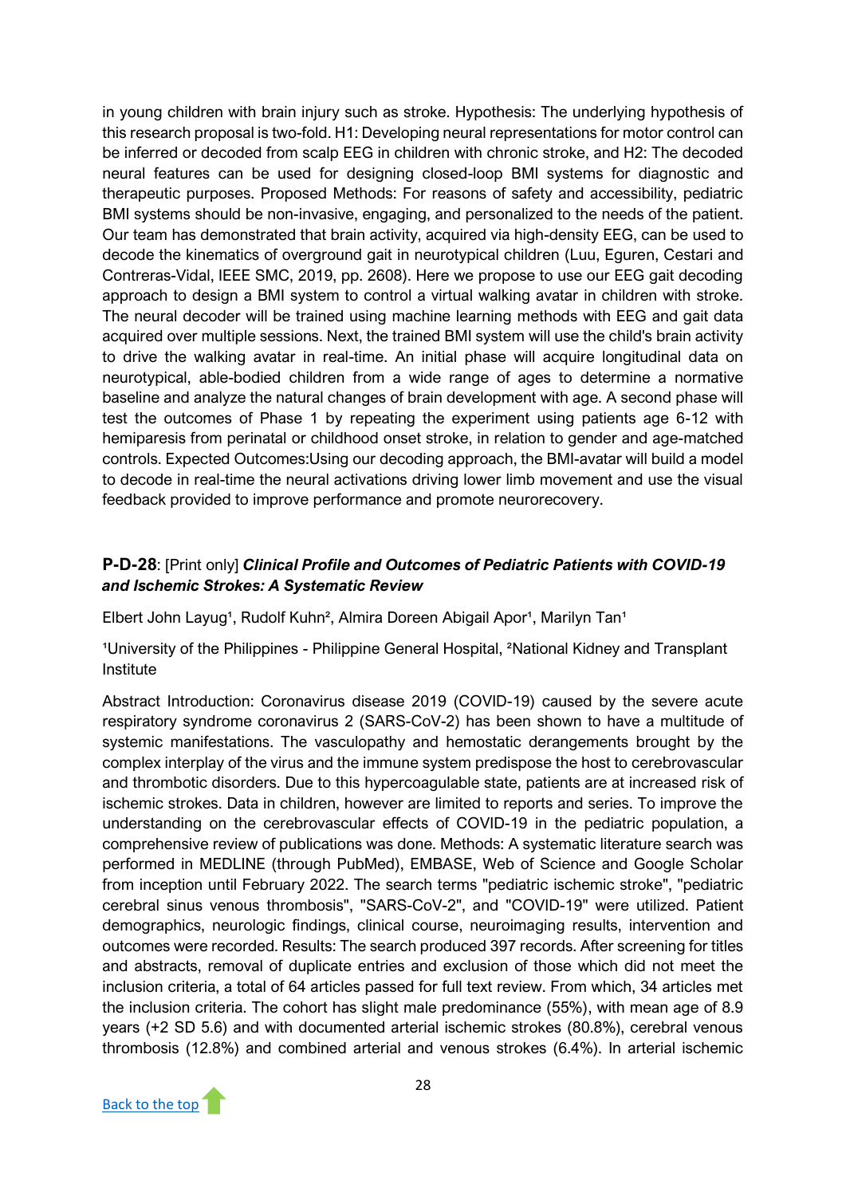in young children with brain injury such as stroke. Hypothesis: The underlying hypothesis of this research proposal is two-fold. H1: Developing neural representations for motor control can be inferred or decoded from scalp EEG in children with chronic stroke, and H2: The decoded neural features can be used for designing closed-loop BMI systems for diagnostic and therapeutic purposes. Proposed Methods: For reasons of safety and accessibility, pediatric BMI systems should be non-invasive, engaging, and personalized to the needs of the patient. Our team has demonstrated that brain activity, acquired via high-density EEG, can be used to decode the kinematics of overground gait in neurotypical children (Luu, Eguren, Cestari and Contreras-Vidal, IEEE SMC, 2019, pp. 2608). Here we propose to use our EEG gait decoding approach to design a BMI system to control a virtual walking avatar in children with stroke. The neural decoder will be trained using machine learning methods with EEG and gait data acquired over multiple sessions. Next, the trained BMI system will use the child's brain activity to drive the walking avatar in real-time. An initial phase will acquire longitudinal data on neurotypical, able-bodied children from a wide range of ages to determine a normative baseline and analyze the natural changes of brain development with age. A second phase will test the outcomes of Phase 1 by repeating the experiment using patients age 6-12 with hemiparesis from perinatal or childhood onset stroke, in relation to gender and age-matched controls. Expected Outcomes:Using our decoding approach, the BMI-avatar will build a model to decode in real-time the neural activations driving lower limb movement and use the visual feedback provided to improve performance and promote neurorecovery.

### **P-D-28**: [Print only] ***Clinical Profile and Outcomes of Pediatric Patients with COVID-19 and Ischemic Strokes: A Systematic Review***

Elbert John Layug[1], Rudolf Kuhn[2], Almira Doreen Abigail Apor[1], Marilyn Tan[1]

[1]University of the Philippines - Philippine General Hospital, [2]National Kidney and Transplant Institute

Abstract Introduction: Coronavirus disease 2019 (COVID-19) caused by the severe acute respiratory syndrome coronavirus 2 (SARS-CoV-2) has been shown to have a multitude of systemic manifestations. The vasculopathy and hemostatic derangements brought by the complex interplay of the virus and the immune system predispose the host to cerebrovascular and thrombotic disorders. Due to this hypercoagulable state, patients are at increased risk of ischemic strokes. Data in children, however are limited to reports and series. To improve the understanding on the cerebrovascular effects of COVID-19 in the pediatric population, a comprehensive review of publications was done. Methods: A systematic literature search was performed in MEDLINE (through PubMed), EMBASE, Web of Science and Google Scholar from inception until February 2022. The search terms "pediatric ischemic stroke", "pediatric cerebral sinus venous thrombosis", "SARS-CoV-2", and "COVID-19" were utilized. Patient demographics, neurologic findings, clinical course, neuroimaging results, intervention and outcomes were recorded. Results: The search produced 397 records. After screening for titles and abstracts, removal of duplicate entries and exclusion of those which did not meet the inclusion criteria, a total of 64 articles passed for full text review. From which, 34 articles met the inclusion criteria. The cohort has slight male predominance (55%), with mean age of 8.9 years (+2 SD 5.6) and with documented arterial ischemic strokes (80.8%), cerebral venous thrombosis (12.8%) and combined arterial and venous strokes (6.4%). In arterial ischemic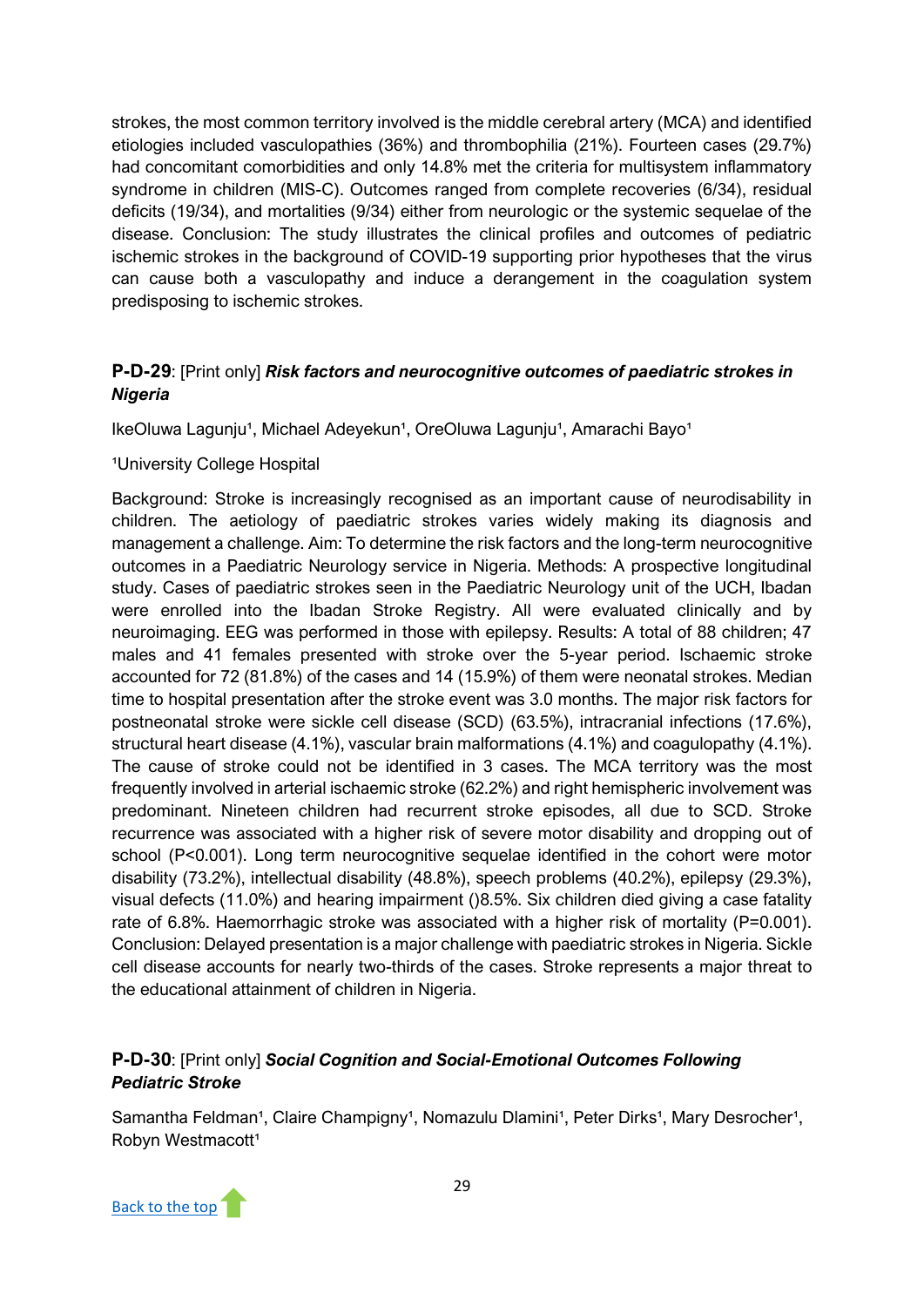strokes, the most common territory involved is the middle cerebral artery (MCA) and identified etiologies included vasculopathies (36%) and thrombophilia (21%). Fourteen cases (29.7%) had concomitant comorbidities and only 14.8% met the criteria for multisystem inflammatory syndrome in children (MIS-C). Outcomes ranged from complete recoveries (6/34), residual deficits (19/34), and mortalities (9/34) either from neurologic or the systemic sequelae of the disease. Conclusion: The study illustrates the clinical profiles and outcomes of pediatric ischemic strokes in the background of COVID-19 supporting prior hypotheses that the virus can cause both a vasculopathy and induce a derangement in the coagulation system predisposing to ischemic strokes.

### **P-D-29**: [Print only] ***Risk factors and neurocognitive outcomes of paediatric strokes in Nigeria***

IkeOluwa Lagunju[1], Michael Adeyekun[1], OreOluwa Lagunju[1], Amarachi Bayo[1]

[1]University College Hospital

Background: Stroke is increasingly recognised as an important cause of neurodisability in children. The aetiology of paediatric strokes varies widely making its diagnosis and management a challenge. Aim: To determine the risk factors and the long-term neurocognitive outcomes in a Paediatric Neurology service in Nigeria. Methods: A prospective longitudinal study. Cases of paediatric strokes seen in the Paediatric Neurology unit of the UCH, Ibadan were enrolled into the Ibadan Stroke Registry. All were evaluated clinically and by neuroimaging. EEG was performed in those with epilepsy. Results: A total of 88 children; 47 males and 41 females presented with stroke over the 5-year period. Ischaemic stroke accounted for 72 (81.8%) of the cases and 14 (15.9%) of them were neonatal strokes. Median time to hospital presentation after the stroke event was 3.0 months. The major risk factors for postneonatal stroke were sickle cell disease (SCD) (63.5%), intracranial infections (17.6%), structural heart disease (4.1%), vascular brain malformations (4.1%) and coagulopathy (4.1%). The cause of stroke could not be identified in 3 cases. The MCA territory was the most frequently involved in arterial ischaemic stroke (62.2%) and right hemispheric involvement was predominant. Nineteen children had recurrent stroke episodes, all due to SCD. Stroke recurrence was associated with a higher risk of severe motor disability and dropping out of school (P<0.001). Long term neurocognitive sequelae identified in the cohort were motor disability (73.2%), intellectual disability (48.8%), speech problems (40.2%), epilepsy (29.3%), visual defects (11.0%) and hearing impairment ()8.5%. Six children died giving a case fatality rate of 6.8%. Haemorrhagic stroke was associated with a higher risk of mortality (P=0.001). Conclusion: Delayed presentation is a major challenge with paediatric strokes in Nigeria. Sickle cell disease accounts for nearly two-thirds of the cases. Stroke represents a major threat to the educational attainment of children in Nigeria.

### **P-D-30**: [Print only] ***Social Cognition and Social-Emotional Outcomes Following Pediatric Stroke***

Samantha Feldman[1], Claire Champigny[1], Nomazulu Dlamini[1], Peter Dirks[1], Mary Desrocher[1], Robyn Westmacott[1]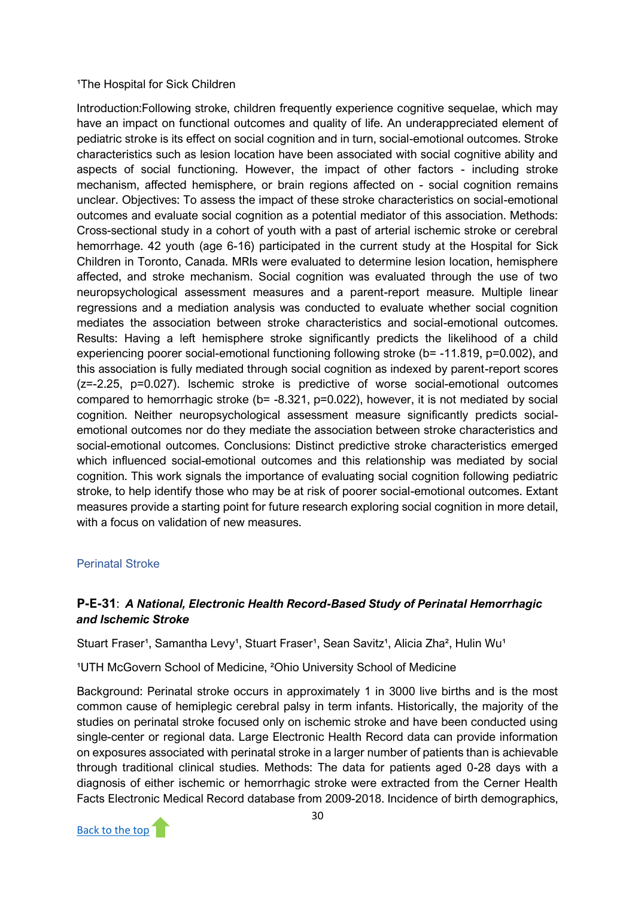[1]The Hospital for Sick Children

Introduction:Following stroke, children frequently experience cognitive sequelae, which may have an impact on functional outcomes and quality of life. An underappreciated element of pediatric stroke is its effect on social cognition and in turn, social-emotional outcomes. Stroke characteristics such as lesion location have been associated with social cognitive ability and aspects of social functioning. However, the impact of other factors - including stroke mechanism, affected hemisphere, or brain regions affected on - social cognition remains unclear. Objectives: To assess the impact of these stroke characteristics on social-emotional outcomes and evaluate social cognition as a potential mediator of this association. Methods: Cross-sectional study in a cohort of youth with a past of arterial ischemic stroke or cerebral hemorrhage. 42 youth (age 6-16) participated in the current study at the Hospital for Sick Children in Toronto, Canada. MRIs were evaluated to determine lesion location, hemisphere affected, and stroke mechanism. Social cognition was evaluated through the use of two neuropsychological assessment measures and a parent-report measure. Multiple linear regressions and a mediation analysis was conducted to evaluate whether social cognition mediates the association between stroke characteristics and social-emotional outcomes. Results: Having a left hemisphere stroke significantly predicts the likelihood of a child experiencing poorer social-emotional functioning following stroke ($b = -11.819$, $p=0.002$), and this association is fully mediated through social cognition as indexed by parent-report scores ($z=-2.25$, $p=0.027$). Ischemic stroke is predictive of worse social-emotional outcomes compared to hemorrhagic stroke ($b = -8.321$, $p=0.022$), however, it is not mediated by social cognition. Neither neuropsychological assessment measure significantly predicts social-emotional outcomes nor do they mediate the association between stroke characteristics and social-emotional outcomes. Conclusions: Distinct predictive stroke characteristics emerged which influenced social-emotional outcomes and this relationship was mediated by social cognition. This work signals the importance of evaluating social cognition following pediatric stroke, to help identify those who may be at risk of poorer social-emotional outcomes. Extant measures provide a starting point for future research exploring social cognition in more detail, with a focus on validation of new measures.

## Perinatal Stroke

### P-E-31: *A National, Electronic Health Record-Based Study of Perinatal Hemorrhagic and Ischemic Stroke*

Stuart Fraser[1], Samantha Levy[1], Stuart Fraser[1], Sean Savitz[1], Alicia Zha[2], Hulin Wu[1]

[1]UTH McGovern School of Medicine, [2]Ohio University School of Medicine

Background: Perinatal stroke occurs in approximately 1 in 3000 live births and is the most common cause of hemiplegic cerebral palsy in term infants. Historically, the majority of the studies on perinatal stroke focused only on ischemic stroke and have been conducted using single-center or regional data. Large Electronic Health Record data can provide information on exposures associated with perinatal stroke in a larger number of patients than is achievable through traditional clinical studies. Methods: The data for patients aged 0-28 days with a diagnosis of either ischemic or hemorrhagic stroke were extracted from the Cerner Health Facts Electronic Medical Record database from 2009-2018. Incidence of birth demographics,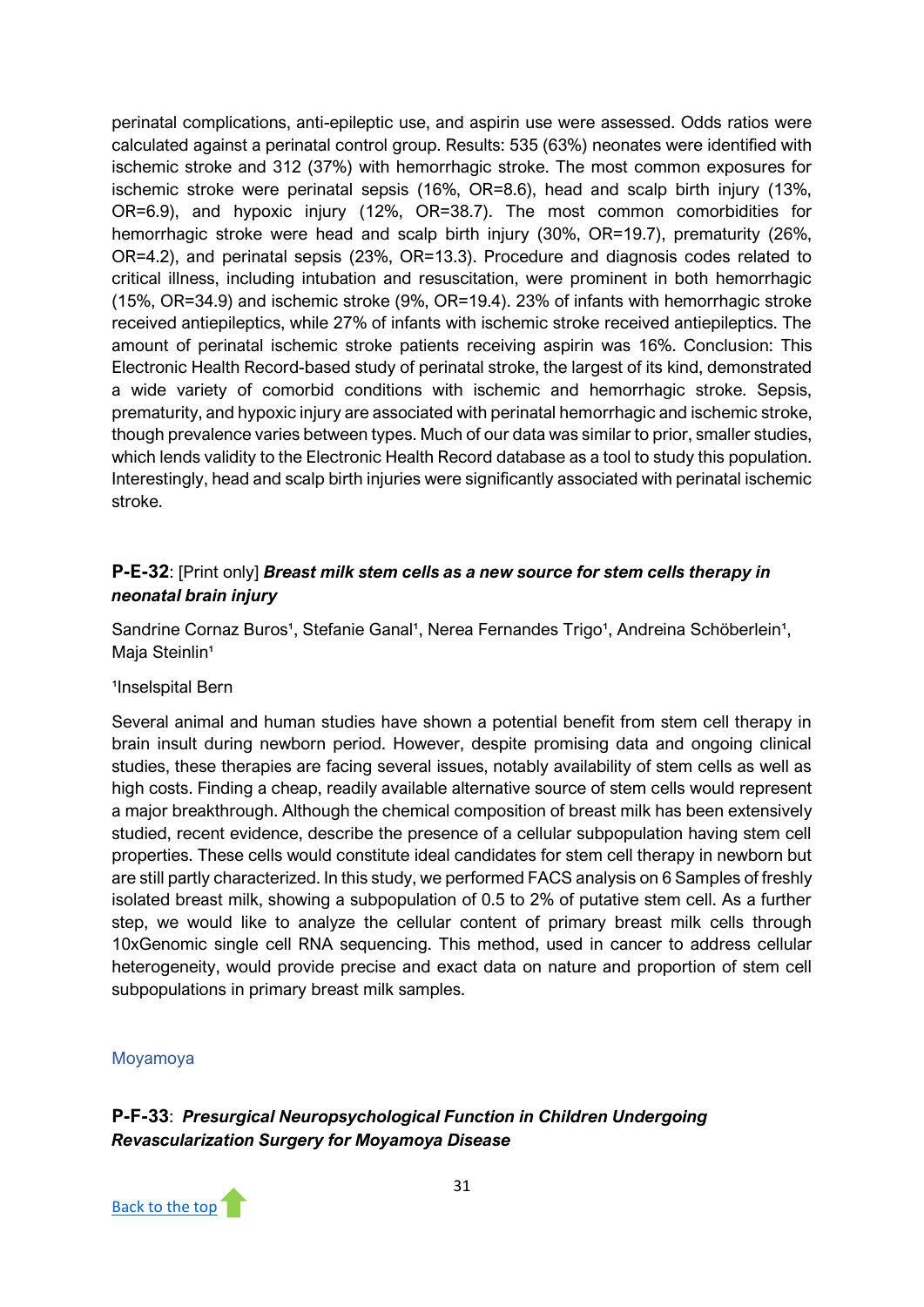perinatal complications, anti-epileptic use, and aspirin use were assessed. Odds ratios were calculated against a perinatal control group. Results: 535 (63%) neonates were identified with ischemic stroke and 312 (37%) with hemorrhagic stroke. The most common exposures for ischemic stroke were perinatal sepsis (16%, OR=8.6), head and scalp birth injury (13%, OR=6.9), and hypoxic injury (12%, OR=38.7). The most common comorbidities for hemorrhagic stroke were head and scalp birth injury (30%, OR=19.7), prematurity (26%, OR=4.2), and perinatal sepsis (23%, OR=13.3). Procedure and diagnosis codes related to critical illness, including intubation and resuscitation, were prominent in both hemorrhagic (15%, OR=34.9) and ischemic stroke (9%, OR=19.4). 23% of infants with hemorrhagic stroke received antiepileptics, while 27% of infants with ischemic stroke received antiepileptics. The amount of perinatal ischemic stroke patients receiving aspirin was 16%. Conclusion: This Electronic Health Record-based study of perinatal stroke, the largest of its kind, demonstrated a wide variety of comorbid conditions with ischemic and hemorrhagic stroke. Sepsis, prematurity, and hypoxic injury are associated with perinatal hemorrhagic and ischemic stroke, though prevalence varies between types. Much of our data was similar to prior, smaller studies, which lends validity to the Electronic Health Record database as a tool to study this population. Interestingly, head and scalp birth injuries were significantly associated with perinatal ischemic stroke.

### **P-E-32**: [Print only] ***Breast milk stem cells as a new source for stem cells therapy in neonatal brain injury***

Sandrine Cornaz Buros[1], Stefanie Ganal[1], Nerea Fernandes Trigo[1], Andreina Schöberlein[1], Maja Steinlin[1]

[1]Inselspital Bern

Several animal and human studies have shown a potential benefit from stem cell therapy in brain insult during newborn period. However, despite promising data and ongoing clinical studies, these therapies are facing several issues, notably availability of stem cells as well as high costs. Finding a cheap, readily available alternative source of stem cells would represent a major breakthrough. Although the chemical composition of breast milk has been extensively studied, recent evidence, describe the presence of a cellular subpopulation having stem cell properties. These cells would constitute ideal candidates for stem cell therapy in newborn but are still partly characterized. In this study, we performed FACS analysis on 6 Samples of freshly isolated breast milk, showing a subpopulation of 0.5 to 2% of putative stem cell. As a further step, we would like to analyze the cellular content of primary breast milk cells through 10xGenomic single cell RNA sequencing. This method, used in cancer to address cellular heterogeneity, would provide precise and exact data on nature and proportion of stem cell subpopulations in primary breast milk samples.

## Moyamoya

### **P-F-33**: ***Presurgical Neuropsychological Function in Children Undergoing Revascularization Surgery for Moyamoya Disease***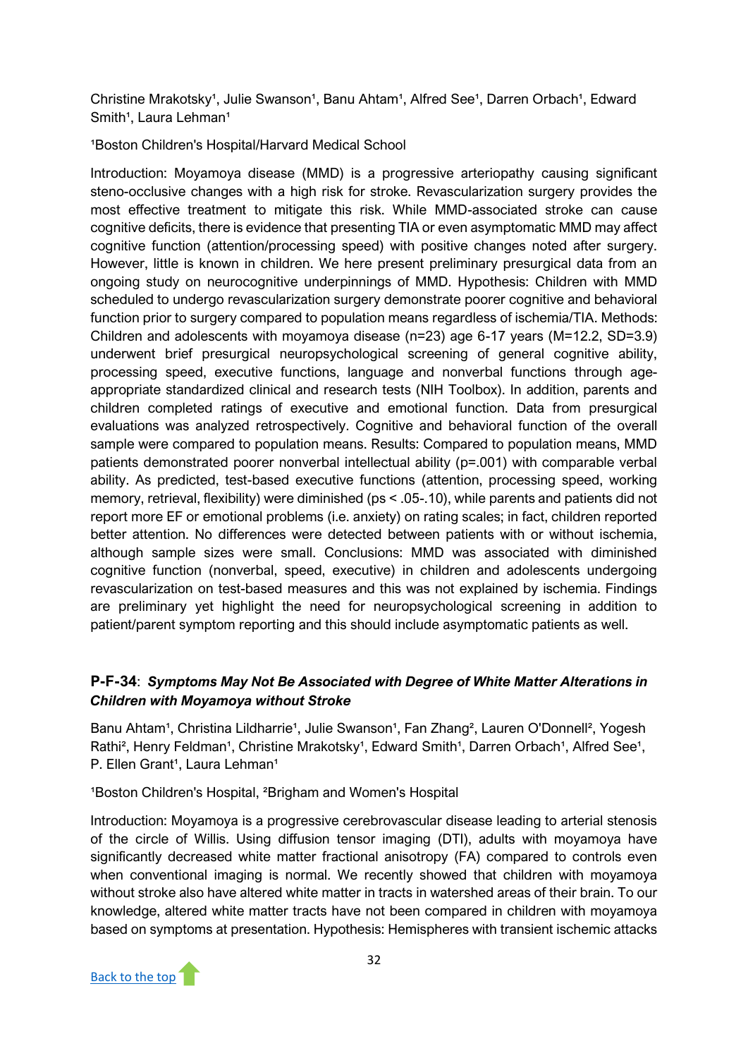Christine Mrakotsky[1], Julie Swanson[1], Banu Ahtam[1], Alfred See[1], Darren Orbach[1], Edward Smith[1], Laura Lehman[1]

[1]Boston Children's Hospital/Harvard Medical School

Introduction: Moyamoya disease (MMD) is a progressive arteriopathy causing significant steno-occlusive changes with a high risk for stroke. Revascularization surgery provides the most effective treatment to mitigate this risk. While MMD-associated stroke can cause cognitive deficits, there is evidence that presenting TIA or even asymptomatic MMD may affect cognitive function (attention/processing speed) with positive changes noted after surgery. However, little is known in children. We here present preliminary presurgical data from an ongoing study on neurocognitive underpinnings of MMD. Hypothesis: Children with MMD scheduled to undergo revascularization surgery demonstrate poorer cognitive and behavioral function prior to surgery compared to population means regardless of ischemia/TIA. Methods: Children and adolescents with moyamoya disease (n=23) age 6-17 years (M=12.2, SD=3.9) underwent brief presurgical neuropsychological screening of general cognitive ability, processing speed, executive functions, language and nonverbal functions through age-appropriate standardized clinical and research tests (NIH Toolbox). In addition, parents and children completed ratings of executive and emotional function. Data from presurgical evaluations was analyzed retrospectively. Cognitive and behavioral function of the overall sample were compared to population means. Results: Compared to population means, MMD patients demonstrated poorer nonverbal intellectual ability ($p=.001$) with comparable verbal ability. As predicted, test-based executive functions (attention, processing speed, working memory, retrieval, flexibility) were diminished ($ps < .05$-$.10$), while parents and patients did not report more EF or emotional problems (i.e. anxiety) on rating scales; in fact, children reported better attention. No differences were detected between patients with or without ischemia, although sample sizes were small. Conclusions: MMD was associated with diminished cognitive function (nonverbal, speed, executive) in children and adolescents undergoing revascularization on test-based measures and this was not explained by ischemia. Findings are preliminary yet highlight the need for neuropsychological screening in addition to patient/parent symptom reporting and this should include asymptomatic patients as well.

### **P-F-34**: ***Symptoms May Not Be Associated with Degree of White Matter Alterations in Children with Moyamoya without Stroke***

Banu Ahtam[1], Christina Lildharrie[1], Julie Swanson[1], Fan Zhang[2], Lauren O'Donnell[2], Yogesh Rathi[2], Henry Feldman[1], Christine Mrakotsky[1], Edward Smith[1], Darren Orbach[1], Alfred See[1], P. Ellen Grant[1], Laura Lehman[1]

[1]Boston Children's Hospital, [2]Brigham and Women's Hospital

Introduction: Moyamoya is a progressive cerebrovascular disease leading to arterial stenosis of the circle of Willis. Using diffusion tensor imaging (DTI), adults with moyamoya have significantly decreased white matter fractional anisotropy (FA) compared to controls even when conventional imaging is normal. We recently showed that children with moyamoya without stroke also have altered white matter in tracts in watershed areas of their brain. To our knowledge, altered white matter tracts have not been compared in children with moyamoya based on symptoms at presentation. Hypothesis: Hemispheres with transient ischemic attacks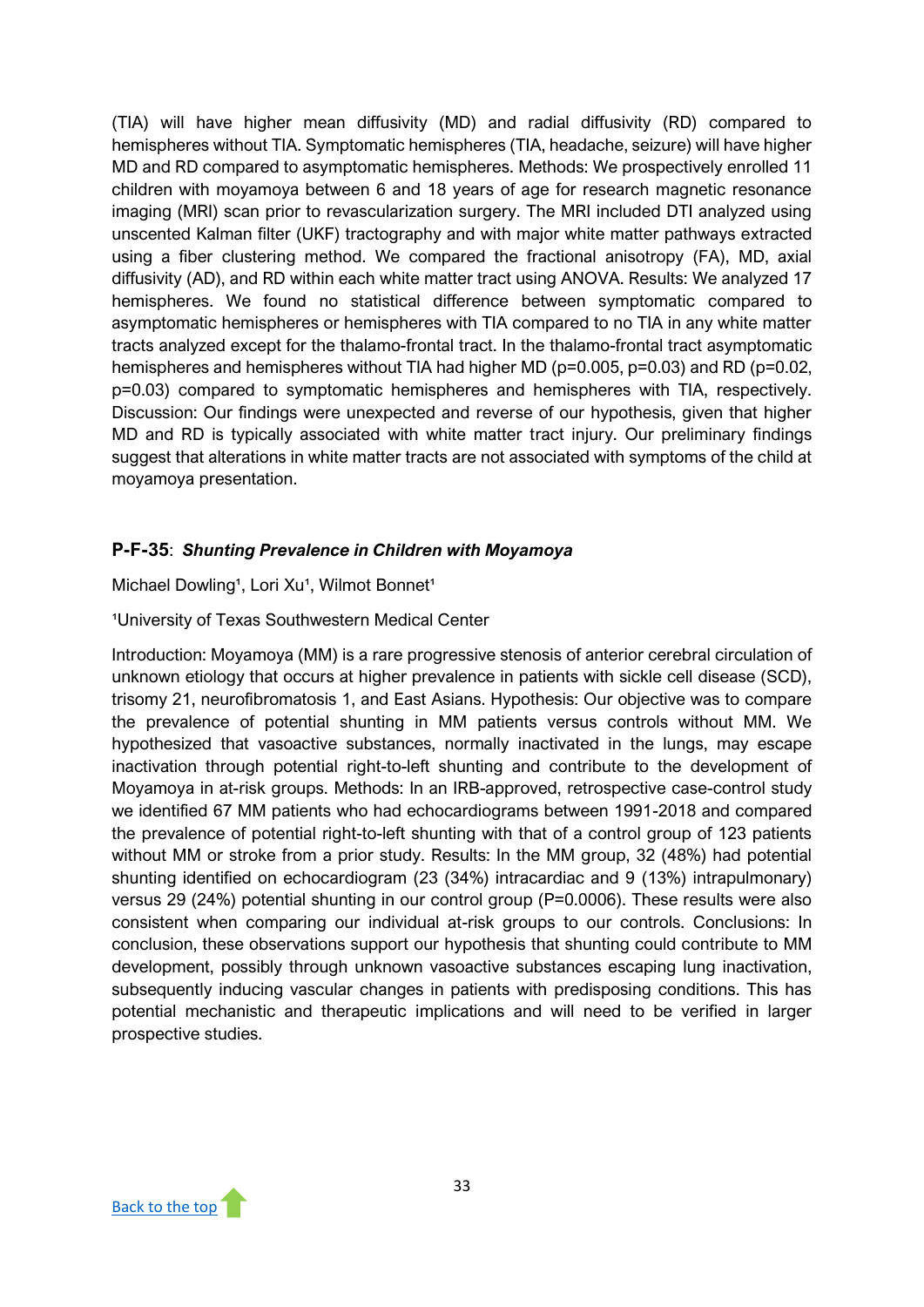(TIA) will have higher mean diffusivity (MD) and radial diffusivity (RD) compared to hemispheres without TIA. Symptomatic hemispheres (TIA, headache, seizure) will have higher MD and RD compared to asymptomatic hemispheres. Methods: We prospectively enrolled 11 children with moyamoya between 6 and 18 years of age for research magnetic resonance imaging (MRI) scan prior to revascularization surgery. The MRI included DTI analyzed using unscented Kalman filter (UKF) tractography and with major white matter pathways extracted using a fiber clustering method. We compared the fractional anisotropy (FA), MD, axial diffusivity (AD), and RD within each white matter tract using ANOVA. Results: We analyzed 17 hemispheres. We found no statistical difference between symptomatic compared to asymptomatic hemispheres or hemispheres with TIA compared to no TIA in any white matter tracts analyzed except for the thalamo-frontal tract. In the thalamo-frontal tract asymptomatic hemispheres and hemispheres without TIA had higher MD ($p=0.005$, $p=0.03$) and RD ($p=0.02$, $p=0.03$) compared to symptomatic hemispheres and hemispheres with TIA, respectively. Discussion: Our findings were unexpected and reverse of our hypothesis, given that higher MD and RD is typically associated with white matter tract injury. Our preliminary findings suggest that alterations in white matter tracts are not associated with symptoms of the child at moyamoya presentation.

### **P-F-35**: *Shunting Prevalence in Children with Moyamoya*

Michael Dowling[1], Lori Xu[1], Wilmot Bonnet[1]

[1]University of Texas Southwestern Medical Center

Introduction: Moyamoya (MM) is a rare progressive stenosis of anterior cerebral circulation of unknown etiology that occurs at higher prevalence in patients with sickle cell disease (SCD), trisomy 21, neurofibromatosis 1, and East Asians. Hypothesis: Our objective was to compare the prevalence of potential shunting in MM patients versus controls without MM. We hypothesized that vasoactive substances, normally inactivated in the lungs, may escape inactivation through potential right-to-left shunting and contribute to the development of Moyamoya in at-risk groups. Methods: In an IRB-approved, retrospective case-control study we identified 67 MM patients who had echocardiograms between 1991-2018 and compared the prevalence of potential right-to-left shunting with that of a control group of 123 patients without MM or stroke from a prior study. Results: In the MM group, 32 (48%) had potential shunting identified on echocardiogram (23 (34%) intracardiac and 9 (13%) intrapulmonary) versus 29 (24%) potential shunting in our control group ($P=0.0006$). These results were also consistent when comparing our individual at-risk groups to our controls. Conclusions: In conclusion, these observations support our hypothesis that shunting could contribute to MM development, possibly through unknown vasoactive substances escaping lung inactivation, subsequently inducing vascular changes in patients with predisposing conditions. This has potential mechanistic and therapeutic implications and will need to be verified in larger prospective studies.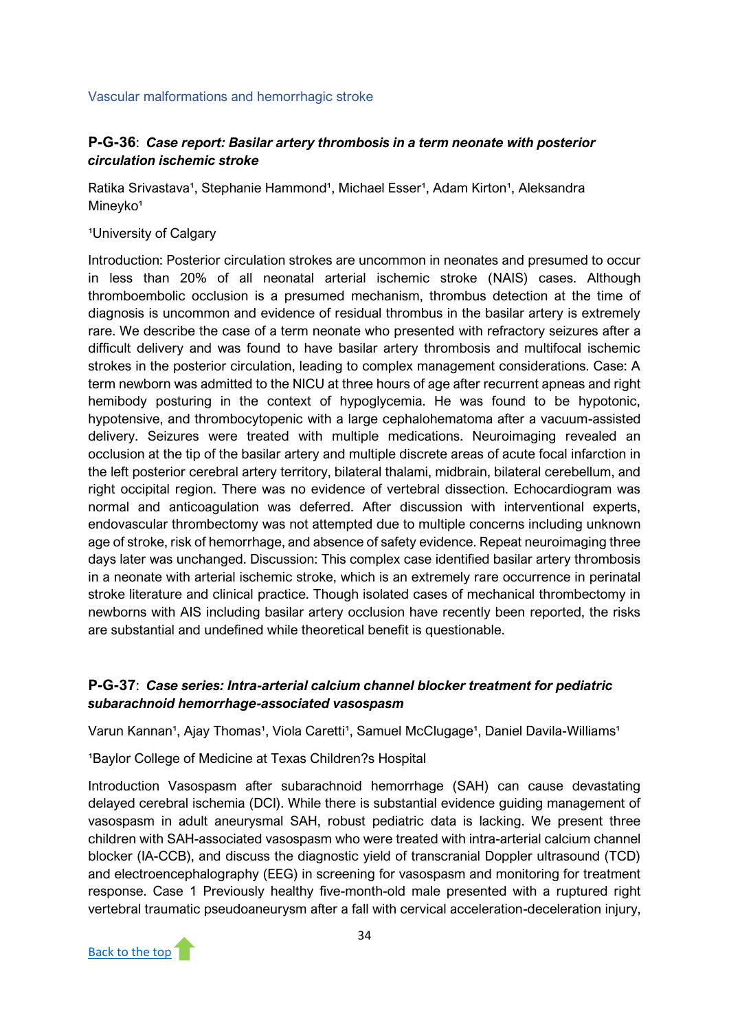Vascular malformations and hemorrhagic stroke

### P-G-36: *Case report: Basilar artery thrombosis in a term neonate with posterior circulation ischemic stroke*

Ratika Srivastava[1], Stephanie Hammond[1], Michael Esser[1], Adam Kirton[1], Aleksandra Mineyko[1]

[1]University of Calgary

Introduction: Posterior circulation strokes are uncommon in neonates and presumed to occur in less than 20% of all neonatal arterial ischemic stroke (NAIS) cases. Although thromboembolic occlusion is a presumed mechanism, thrombus detection at the time of diagnosis is uncommon and evidence of residual thrombus in the basilar artery is extremely rare. We describe the case of a term neonate who presented with refractory seizures after a difficult delivery and was found to have basilar artery thrombosis and multifocal ischemic strokes in the posterior circulation, leading to complex management considerations. Case: A term newborn was admitted to the NICU at three hours of age after recurrent apneas and right hemibody posturing in the context of hypoglycemia. He was found to be hypotonic, hypotensive, and thrombocytopenic with a large cephalohematoma after a vacuum-assisted delivery. Seizures were treated with multiple medications. Neuroimaging revealed an occlusion at the tip of the basilar artery and multiple discrete areas of acute focal infarction in the left posterior cerebral artery territory, bilateral thalami, midbrain, bilateral cerebellum, and right occipital region. There was no evidence of vertebral dissection. Echocardiogram was normal and anticoagulation was deferred. After discussion with interventional experts, endovascular thrombectomy was not attempted due to multiple concerns including unknown age of stroke, risk of hemorrhage, and absence of safety evidence. Repeat neuroimaging three days later was unchanged. Discussion: This complex case identified basilar artery thrombosis in a neonate with arterial ischemic stroke, which is an extremely rare occurrence in perinatal stroke literature and clinical practice. Though isolated cases of mechanical thrombectomy in newborns with AIS including basilar artery occlusion have recently been reported, the risks are substantial and undefined while theoretical benefit is questionable.

### P-G-37: *Case series: Intra-arterial calcium channel blocker treatment for pediatric subarachnoid hemorrhage-associated vasospasm*

Varun Kannan[1], Ajay Thomas[1], Viola Caretti[1], Samuel McClugage[1], Daniel Davila-Williams[1]

[1]Baylor College of Medicine at Texas Children?s Hospital

Introduction Vasospasm after subarachnoid hemorrhage (SAH) can cause devastating delayed cerebral ischemia (DCI). While there is substantial evidence guiding management of vasospasm in adult aneurysmal SAH, robust pediatric data is lacking. We present three children with SAH-associated vasospasm who were treated with intra-arterial calcium channel blocker (IA-CCB), and discuss the diagnostic yield of transcranial Doppler ultrasound (TCD) and electroencephalography (EEG) in screening for vasospasm and monitoring for treatment response. Case 1 Previously healthy five-month-old male presented with a ruptured right vertebral traumatic pseudoaneurysm after a fall with cervical acceleration-deceleration injury,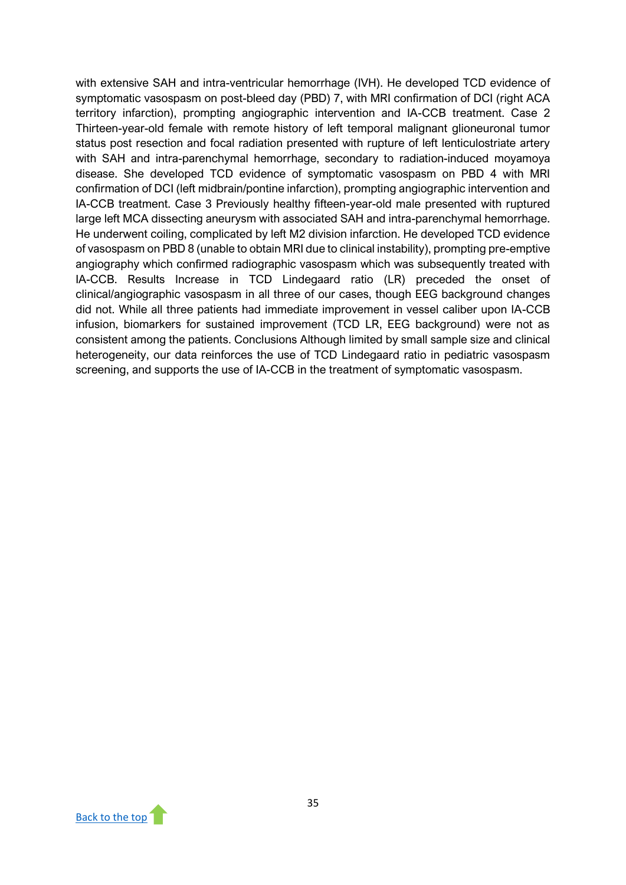with extensive SAH and intra-ventricular hemorrhage (IVH). He developed TCD evidence of symptomatic vasospasm on post-bleed day (PBD) 7, with MRI confirmation of DCI (right ACA territory infarction), prompting angiographic intervention and IA-CCB treatment. Case 2 Thirteen-year-old female with remote history of left temporal malignant glioneuronal tumor status post resection and focal radiation presented with rupture of left lenticulostriate artery with SAH and intra-parenchymal hemorrhage, secondary to radiation-induced moyamoya disease. She developed TCD evidence of symptomatic vasospasm on PBD 4 with MRI confirmation of DCI (left midbrain/pontine infarction), prompting angiographic intervention and IA-CCB treatment. Case 3 Previously healthy fifteen-year-old male presented with ruptured large left MCA dissecting aneurysm with associated SAH and intra-parenchymal hemorrhage. He underwent coiling, complicated by left M2 division infarction. He developed TCD evidence of vasospasm on PBD 8 (unable to obtain MRI due to clinical instability), prompting pre-emptive angiography which confirmed radiographic vasospasm which was subsequently treated with IA-CCB. Results Increase in TCD Lindegaard ratio (LR) preceded the onset of clinical/angiographic vasospasm in all three of our cases, though EEG background changes did not. While all three patients had immediate improvement in vessel caliber upon IA-CCB infusion, biomarkers for sustained improvement (TCD LR, EEG background) were not as consistent among the patients. Conclusions Although limited by small sample size and clinical heterogeneity, our data reinforces the use of TCD Lindegaard ratio in pediatric vasospasm screening, and supports the use of IA-CCB in the treatment of symptomatic vasospasm.

Back to the top